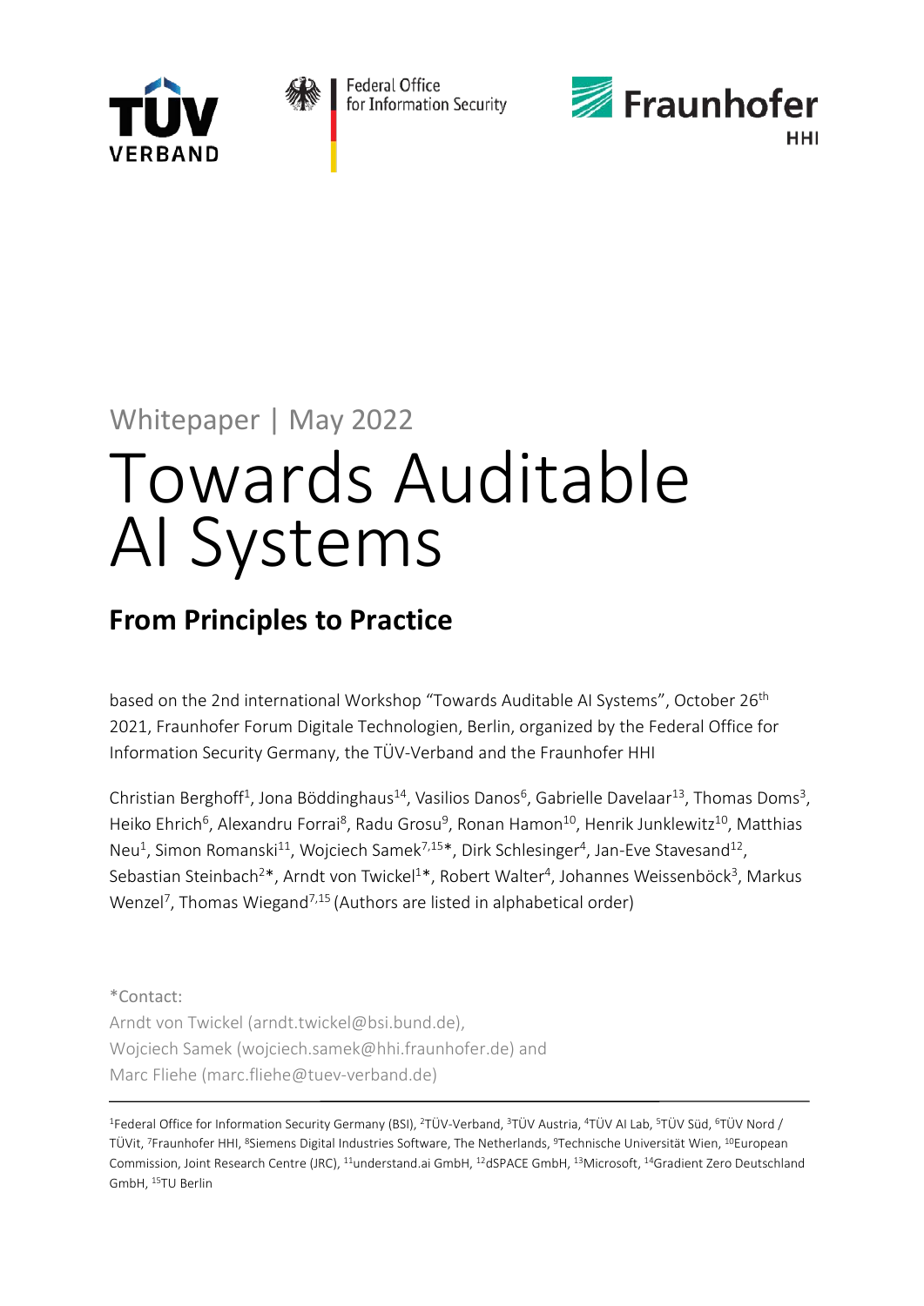Whitepaper | May 2022

# Towards Auditable AI Systems

## From Principles to Practice

based on the 2nd international Workshop "Towards Auditable AI Systems", October 26th 2021, Fraunhofer Forum Digitale Technologien, Berlin, organized by the Federal Office for Information Security Germany, the TÜV-Verband and the Fraunhofer HHI

Christian Berghoff[1], Jona Böddinghaus[14], Vasilios Danos[6], Gabrielle Davelaar[13], Thomas Doms[3], Heiko Ehrich[6], Alexandru Forrai[8], Radu Grosu[9], Ronan Hamon[10], Henrik Junklewitz[10], Matthias Neu[1], Simon Romanski[11], Wojciech Samek[7,15]*, Dirk Schlesinger[4], Jan-Eve Stavesand[12], Sebastian Steinbach[2]*, Arndt von Twickel[1]*, Robert Walter[4], Johannes Weissenböck[3], Markus Wenzel[7], Thomas Wiegand[7,15] (Authors are listed in alphabetical order)

*Contact:
Arndt von Twickel (arndt.twickel@bsi.bund.de),
Wojciech Samek (wojciech.samek@hhi.fraunhofer.de) and
Marc Fliehe (marc.fliehe@tuev-verband.de)

---

[1]Federal Office for Information Security Germany (BSI), [2]TÜV-Verband, [3]TÜV Austria, [4]TÜV AI Lab, [5]TÜV Süd, [6]TÜV Nord / TÜVit, [7]Fraunhofer HHI, [8]Siemens Digital Industries Software, The Netherlands, [9]Technische Universität Wien, [10]European Commission, Joint Research Centre (JRC), [11]understand.ai GmbH, [12]dSPACE GmbH, [13]Microsoft, [14]Gradient Zero Deutschland GmbH, [15]TU Berlin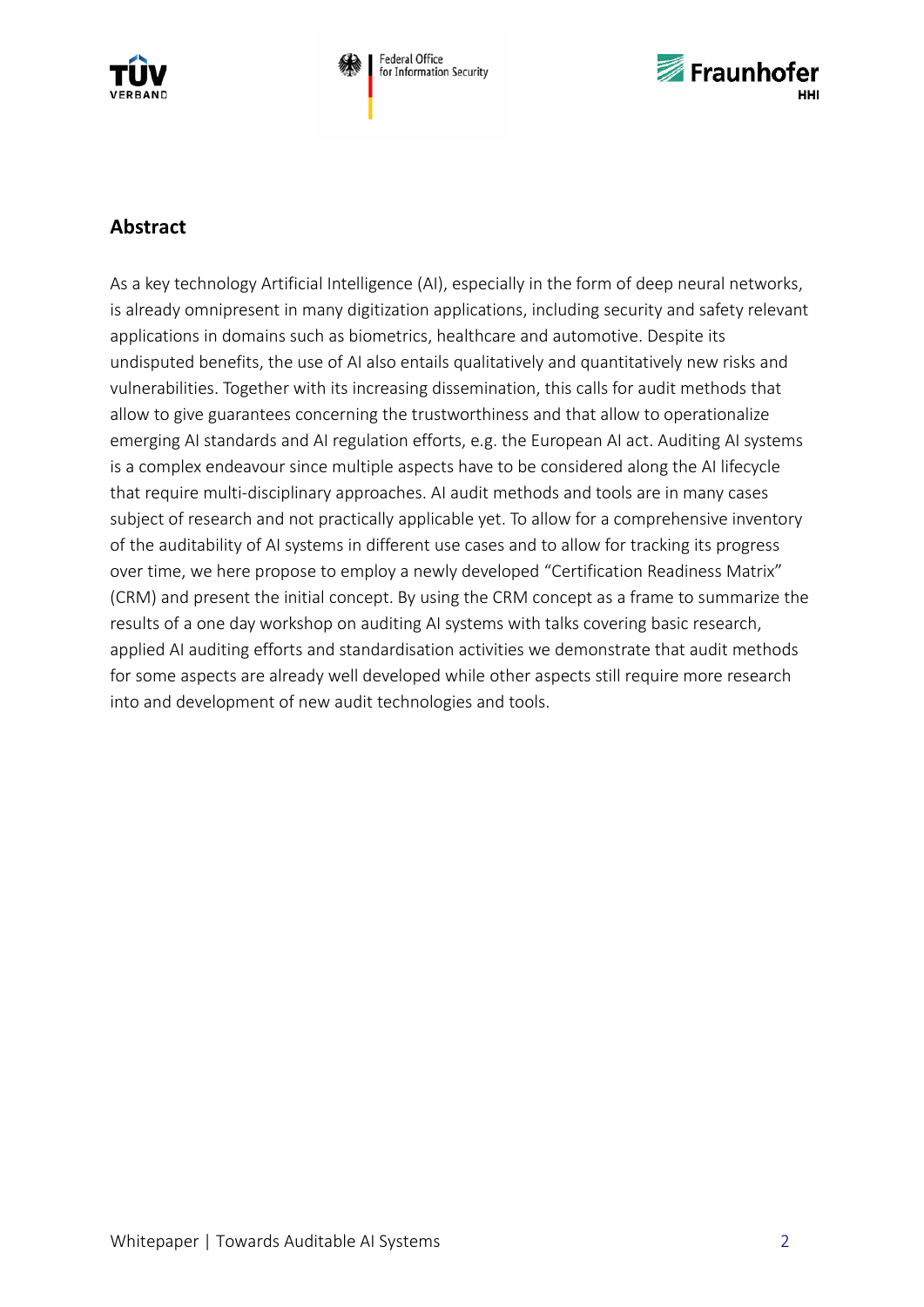## Abstract

As a key technology Artificial Intelligence (AI), especially in the form of deep neural networks, is already omnipresent in many digitization applications, including security and safety relevant applications in domains such as biometrics, healthcare and automotive. Despite its undisputed benefits, the use of AI also entails qualitatively and quantitatively new risks and vulnerabilities. Together with its increasing dissemination, this calls for audit methods that allow to give guarantees concerning the trustworthiness and that allow to operationalize emerging AI standards and AI regulation efforts, e.g. the European AI act. Auditing AI systems is a complex endeavour since multiple aspects have to be considered along the AI lifecycle that require multi-disciplinary approaches. AI audit methods and tools are in many cases subject of research and not practically applicable yet. To allow for a comprehensive inventory of the auditability of AI systems in different use cases and to allow for tracking its progress over time, we here propose to employ a newly developed "Certification Readiness Matrix" (CRM) and present the initial concept. By using the CRM concept as a frame to summarize the results of a one day workshop on auditing AI systems with talks covering basic research, applied AI auditing efforts and standardisation activities we demonstrate that audit methods for some aspects are already well developed while other aspects still require more research into and development of new audit technologies and tools.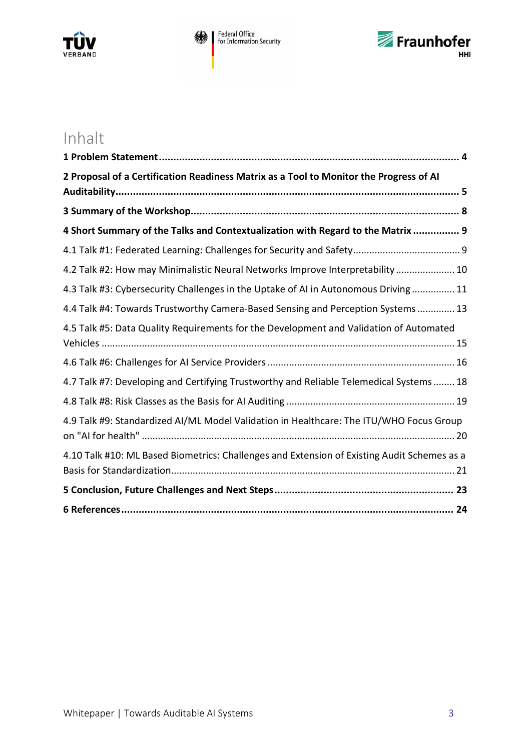# Inhalt

**1 Problem Statement .................................................................................................. 4**

**2 Proposal of a Certification Readiness Matrix as a Tool to Monitor the Progress of AI Auditability................................................................................................................ 5**

**3 Summary of the Workshop........................................................................................ 8**

**4 Short Summary of the Talks and Contextualization with Regard to the Matrix ............... 9**

4.1 Talk #1: Federated Learning: Challenges for Security and Safety....................................... 9

4.2 Talk #2: How may Minimalistic Neural Networks Improve Interpretability ...................... 10

4.3 Talk #3: Cybersecurity Challenges in the Uptake of AI in Autonomous Driving ................ 11

4.4 Talk #4: Towards Trustworthy Camera-Based Sensing and Perception Systems ............. 13

4.5 Talk #5: Data Quality Requirements for the Development and Validation of Automated Vehicles ........................................................................................................................ 15

4.6 Talk #6: Challenges for AI Service Providers ..................................................................... 16

4.7 Talk #7: Developing and Certifying Trustworthy and Reliable Telemedical Systems ........ 18

4.8 Talk #8: Risk Classes as the Basis for AI Auditing ............................................................. 19

4.9 Talk #9: Standardized AI/ML Model Validation in Healthcare: The ITU/WHO Focus Group on "AI for health" .......................................................................................................... 20

4.10 Talk #10: ML Based Biometrics: Challenges and Extension of Existing Audit Schemes as a Basis for Standardization.................................................................................................. 21

**5 Conclusion, Future Challenges and Next Steps ............................................................ 23**

**6 References .............................................................................................................. 24**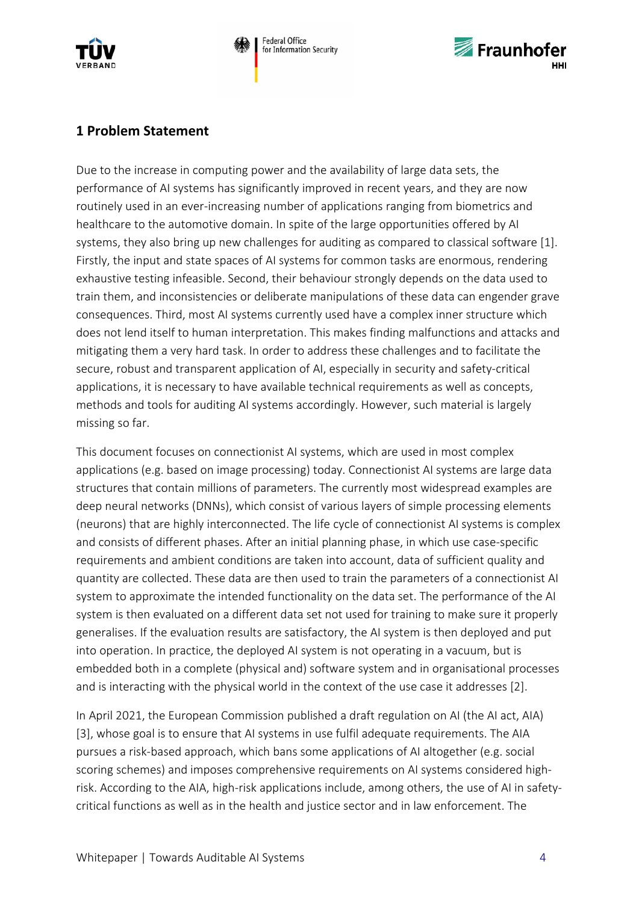# 1 Problem Statement

Due to the increase in computing power and the availability of large data sets, the performance of AI systems has significantly improved in recent years, and they are now routinely used in an ever-increasing number of applications ranging from biometrics and healthcare to the automotive domain. In spite of the large opportunities offered by AI systems, they also bring up new challenges for auditing as compared to classical software [1]. Firstly, the input and state spaces of AI systems for common tasks are enormous, rendering exhaustive testing infeasible. Second, their behaviour strongly depends on the data used to train them, and inconsistencies or deliberate manipulations of these data can engender grave consequences. Third, most AI systems currently used have a complex inner structure which does not lend itself to human interpretation. This makes finding malfunctions and attacks and mitigating them a very hard task. In order to address these challenges and to facilitate the secure, robust and transparent application of AI, especially in security and safety-critical applications, it is necessary to have available technical requirements as well as concepts, methods and tools for auditing AI systems accordingly. However, such material is largely missing so far.

This document focuses on connectionist AI systems, which are used in most complex applications (e.g. based on image processing) today. Connectionist AI systems are large data structures that contain millions of parameters. The currently most widespread examples are deep neural networks (DNNs), which consist of various layers of simple processing elements (neurons) that are highly interconnected. The life cycle of connectionist AI systems is complex and consists of different phases. After an initial planning phase, in which use case-specific requirements and ambient conditions are taken into account, data of sufficient quality and quantity are collected. These data are then used to train the parameters of a connectionist AI system to approximate the intended functionality on the data set. The performance of the AI system is then evaluated on a different data set not used for training to make sure it properly generalises. If the evaluation results are satisfactory, the AI system is then deployed and put into operation. In practice, the deployed AI system is not operating in a vacuum, but is embedded both in a complete (physical and) software system and in organisational processes and is interacting with the physical world in the context of the use case it addresses [2].

In April 2021, the European Commission published a draft regulation on AI (the AI act, AIA) [3], whose goal is to ensure that AI systems in use fulfil adequate requirements. The AIA pursues a risk-based approach, which bans some applications of AI altogether (e.g. social scoring schemes) and imposes comprehensive requirements on AI systems considered high-risk. According to the AIA, high-risk applications include, among others, the use of AI in safety-critical functions as well as in the health and justice sector and in law enforcement. The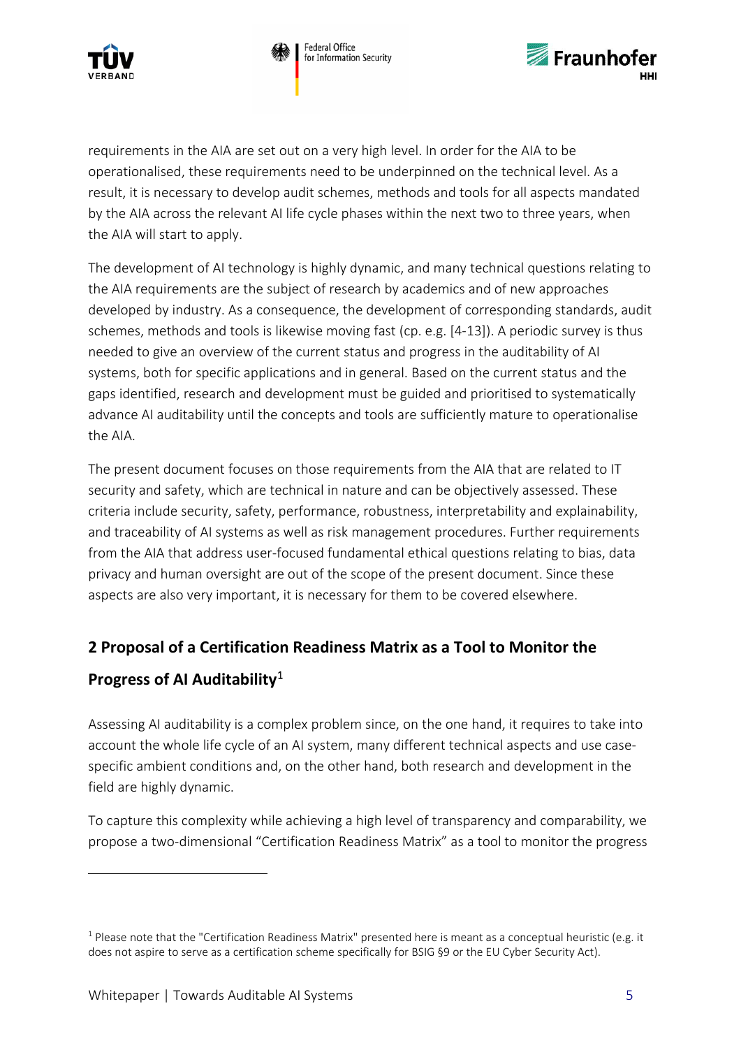requirements in the AIA are set out on a very high level. In order for the AIA to be operationalised, these requirements need to be underpinned on the technical level. As a result, it is necessary to develop audit schemes, methods and tools for all aspects mandated by the AIA across the relevant AI life cycle phases within the next two to three years, when the AIA will start to apply.

The development of AI technology is highly dynamic, and many technical questions relating to the AIA requirements are the subject of research by academics and of new approaches developed by industry. As a consequence, the development of corresponding standards, audit schemes, methods and tools is likewise moving fast (cp. e.g. [4-13]). A periodic survey is thus needed to give an overview of the current status and progress in the auditability of AI systems, both for specific applications and in general. Based on the current status and the gaps identified, research and development must be guided and prioritised to systematically advance AI auditability until the concepts and tools are sufficiently mature to operationalise the AIA.

The present document focuses on those requirements from the AIA that are related to IT security and safety, which are technical in nature and can be objectively assessed. These criteria include security, safety, performance, robustness, interpretability and explainability, and traceability of AI systems as well as risk management procedures. Further requirements from the AIA that address user-focused fundamental ethical questions relating to bias, data privacy and human oversight are out of the scope of the present document. Since these aspects are also very important, it is necessary for them to be covered elsewhere.

## 2 Proposal of a Certification Readiness Matrix as a Tool to Monitor the Progress of AI Auditability[1]

Assessing AI auditability is a complex problem since, on the one hand, it requires to take into account the whole life cycle of an AI system, many different technical aspects and use case-specific ambient conditions and, on the other hand, both research and development in the field are highly dynamic.

To capture this complexity while achieving a high level of transparency and comparability, we propose a two-dimensional "Certification Readiness Matrix" as a tool to monitor the progress

[1] Please note that the "Certification Readiness Matrix" presented here is meant as a conceptual heuristic (e.g. it does not aspire to serve as a certification scheme specifically for BSIG §9 or the EU Cyber Security Act).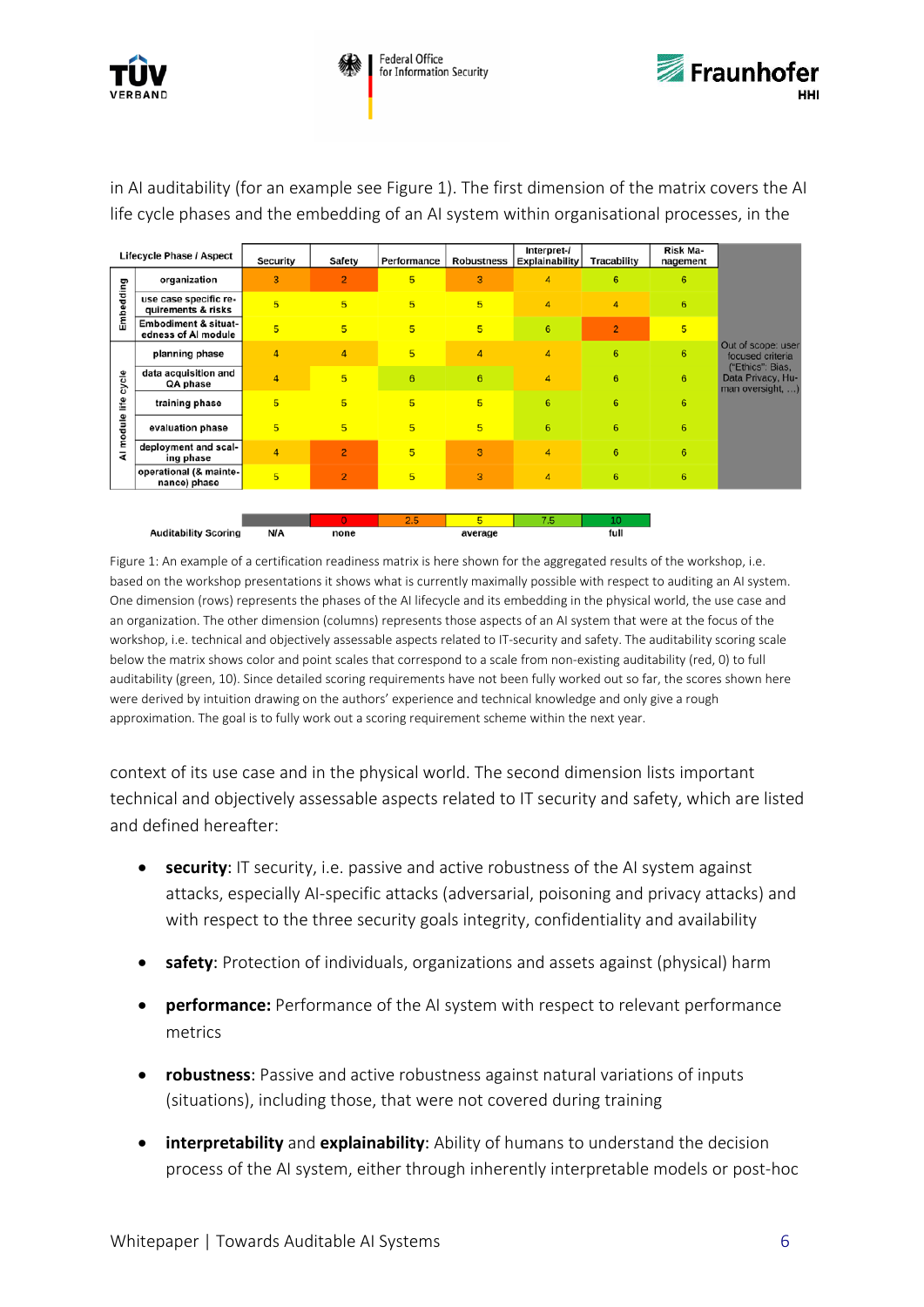in AI auditability (for an example see Figure 1). The first dimension of the matrix covers the AI life cycle phases and the embedding of an AI system within organisational processes, in the

| | Lifecycle Phase / Aspect | Security | Safety | Performance | Robustness | Interpret-/ Explainability | Tracability | Risk Ma-nagement | |
|---|---|---|---|---|---|---|---|---|---|
| Embedding | organization | 3 | 2 | 5 | 3 | 4 | 6 | 6 | Out of scope: user focused criteria ("Ethics": Bias, Data Privacy, Human oversight, …) |
| | use case specific requirements & risks | 5 | 5 | 5 | 5 | 4 | 4 | 6 | |
| | Embodiment & situatedness of AI module | 5 | 5 | 5 | 5 | 6 | 2 | 5 | |
| AI module life cycle | planning phase | 4 | 4 | 5 | 4 | 4 | 6 | 6 | |
| | data acquisition and QA phase | 4 | 5 | 6 | 6 | 4 | 6 | 6 | |
| | training phase | 5 | 5 | 5 | 5 | 6 | 6 | 6 | |
| | evaluation phase | 5 | 5 | 5 | 5 | 6 | 6 | 6 | |
| | deployment and scaling phase | 4 | 2 | 5 | 3 | 4 | 6 | 6 | |
| | operational (& maintenance) phase | 5 | 2 | 5 | 3 | 4 | 6 | 6 | |

| Auditability Scoring | N/A | 0 | 2.5 | 5 | 7.5 | 10 |
|---|---|---|---|---|---|---|
| | N/A | none | | average | | full |

Figure 1: An example of a certification readiness matrix is here shown for the aggregated results of the workshop, i.e. based on the workshop presentations it shows what is currently maximally possible with respect to auditing an AI system. One dimension (rows) represents the phases of the AI lifecycle and its embedding in the physical world, the use case and an organization. The other dimension (columns) represents those aspects of an AI system that were at the focus of the workshop, i.e. technical and objectively assessable aspects related to IT-security and safety. The auditability scoring scale below the matrix shows color and point scales that correspond to a scale from non-existing auditability (red, 0) to full auditability (green, 10). Since detailed scoring requirements have not been fully worked out so far, the scores shown here were derived by intuition drawing on the authors' experience and technical knowledge and only give a rough approximation. The goal is to fully work out a scoring requirement scheme within the next year.

context of its use case and in the physical world. The second dimension lists important technical and objectively assessable aspects related to IT security and safety, which are listed and defined hereafter:

- **security**: IT security, i.e. passive and active robustness of the AI system against attacks, especially AI-specific attacks (adversarial, poisoning and privacy attacks) and with respect to the three security goals integrity, confidentiality and availability
- **safety**: Protection of individuals, organizations and assets against (physical) harm
- **performance:** Performance of the AI system with respect to relevant performance metrics
- **robustness**: Passive and active robustness against natural variations of inputs (situations), including those, that were not covered during training
- **interpretability** and **explainability**: Ability of humans to understand the decision process of the AI system, either through inherently interpretable models or post-hoc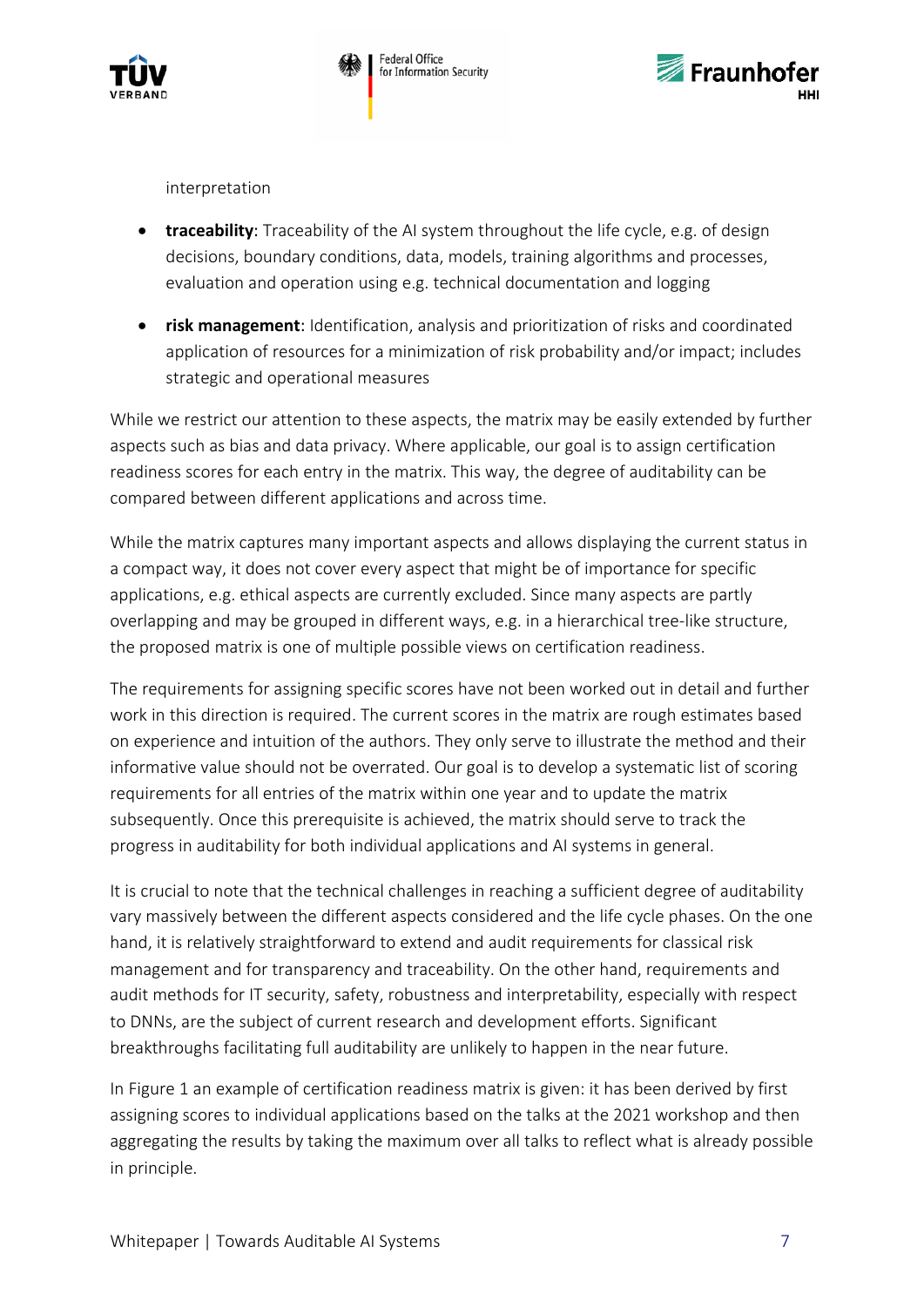interpretation

- **traceability**: Traceability of the AI system throughout the life cycle, e.g. of design decisions, boundary conditions, data, models, training algorithms and processes, evaluation and operation using e.g. technical documentation and logging
- **risk management**: Identification, analysis and prioritization of risks and coordinated application of resources for a minimization of risk probability and/or impact; includes strategic and operational measures

While we restrict our attention to these aspects, the matrix may be easily extended by further aspects such as bias and data privacy. Where applicable, our goal is to assign certification readiness scores for each entry in the matrix. This way, the degree of auditability can be compared between different applications and across time.

While the matrix captures many important aspects and allows displaying the current status in a compact way, it does not cover every aspect that might be of importance for specific applications, e.g. ethical aspects are currently excluded. Since many aspects are partly overlapping and may be grouped in different ways, e.g. in a hierarchical tree-like structure, the proposed matrix is one of multiple possible views on certification readiness.

The requirements for assigning specific scores have not been worked out in detail and further work in this direction is required. The current scores in the matrix are rough estimates based on experience and intuition of the authors. They only serve to illustrate the method and their informative value should not be overrated. Our goal is to develop a systematic list of scoring requirements for all entries of the matrix within one year and to update the matrix subsequently. Once this prerequisite is achieved, the matrix should serve to track the progress in auditability for both individual applications and AI systems in general.

It is crucial to note that the technical challenges in reaching a sufficient degree of auditability vary massively between the different aspects considered and the life cycle phases. On the one hand, it is relatively straightforward to extend and audit requirements for classical risk management and for transparency and traceability. On the other hand, requirements and audit methods for IT security, safety, robustness and interpretability, especially with respect to DNNs, are the subject of current research and development efforts. Significant breakthroughs facilitating full auditability are unlikely to happen in the near future.

In Figure 1 an example of certification readiness matrix is given: it has been derived by first assigning scores to individual applications based on the talks at the 2021 workshop and then aggregating the results by taking the maximum over all talks to reflect what is already possible in principle.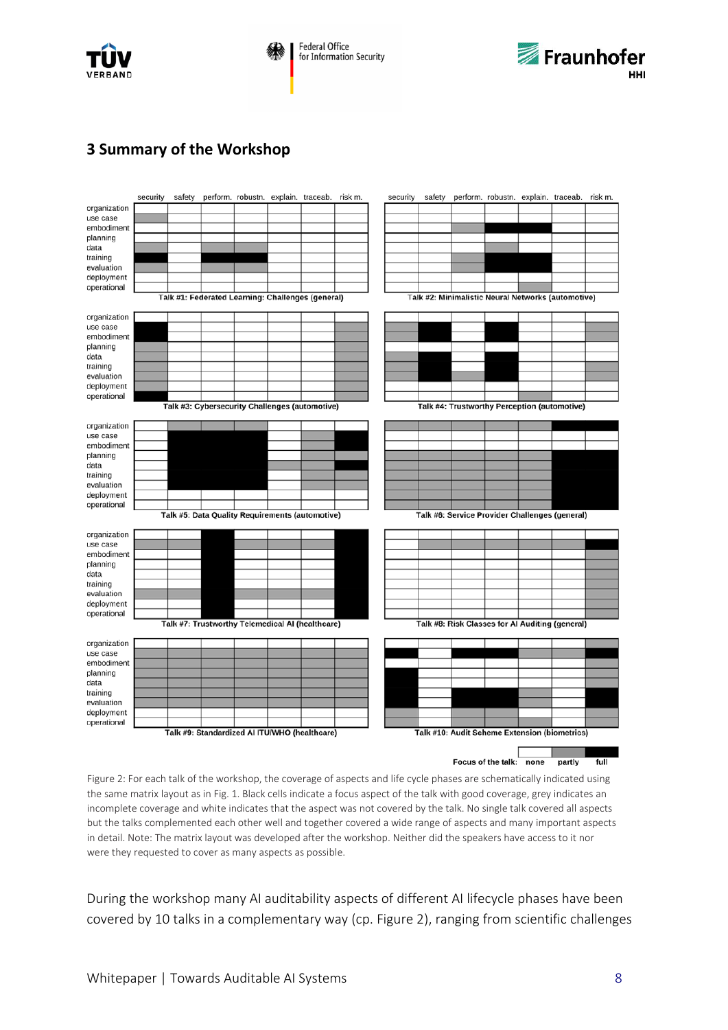## 3 Summary of the Workshop

Figure 2: For each talk of the workshop, the coverage of aspects and life cycle phases are schematically indicated using the same matrix layout as in Fig. 1. Black cells indicate a focus aspect of the talk with good coverage, grey indicates an incomplete coverage and white indicates that the aspect was not covered by the talk. No single talk covered all aspects but the talks complemented each other well and together covered a wide range of aspects and many important aspects in detail. Note: The matrix layout was developed after the workshop. Neither did the speakers have access to it nor were they requested to cover as many aspects as possible.

During the workshop many AI auditability aspects of different AI lifecycle phases have been covered by 10 talks in a complementary way (cp. Figure 2), ranging from scientific challenges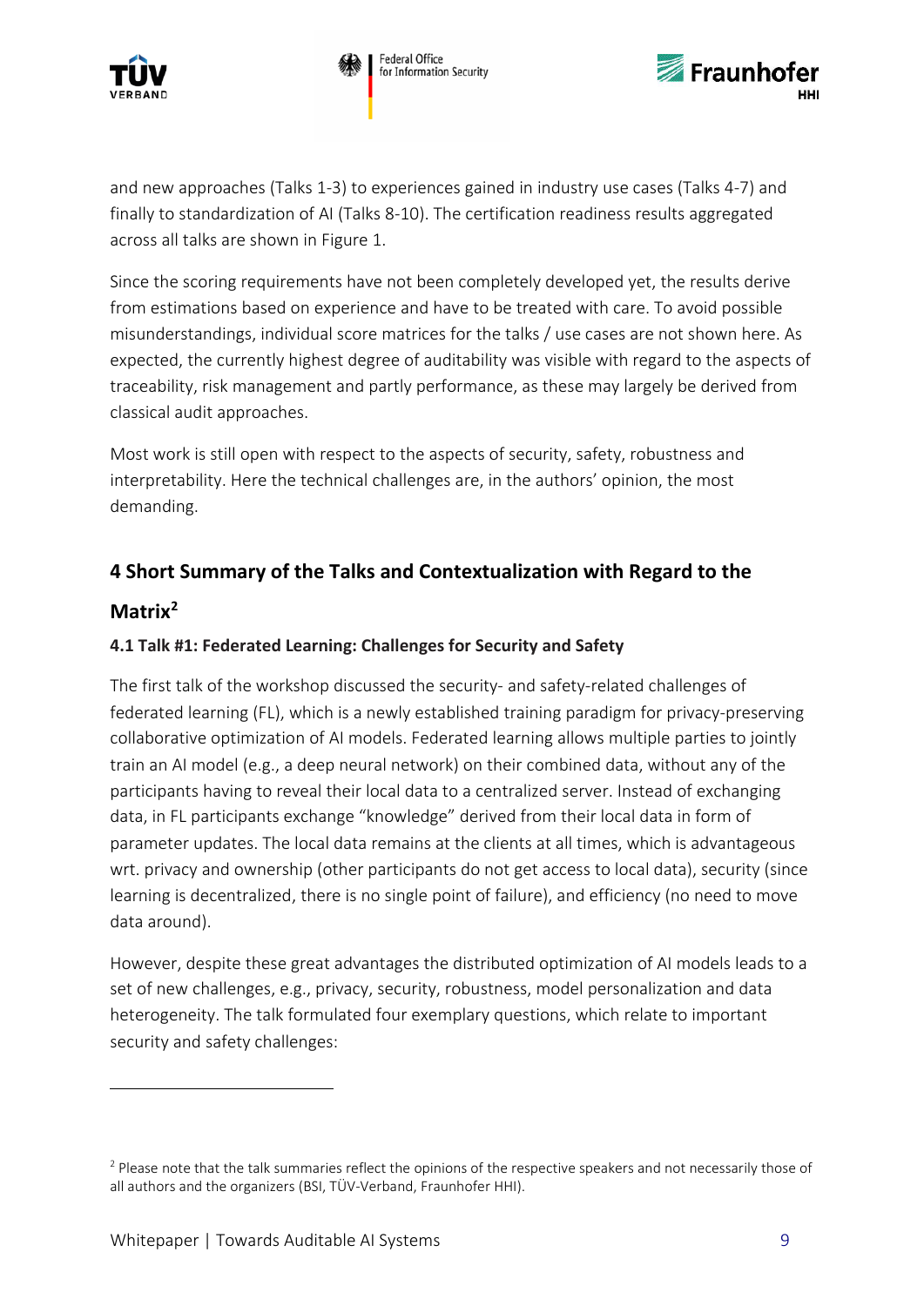and new approaches (Talks 1-3) to experiences gained in industry use cases (Talks 4-7) and finally to standardization of AI (Talks 8-10). The certification readiness results aggregated across all talks are shown in Figure 1.

Since the scoring requirements have not been completely developed yet, the results derive from estimations based on experience and have to be treated with care. To avoid possible misunderstandings, individual score matrices for the talks / use cases are not shown here. As expected, the currently highest degree of auditability was visible with regard to the aspects of traceability, risk management and partly performance, as these may largely be derived from classical audit approaches.

Most work is still open with respect to the aspects of security, safety, robustness and interpretability. Here the technical challenges are, in the authors' opinion, the most demanding.

## 4 Short Summary of the Talks and Contextualization with Regard to the Matrix[2]

### 4.1 Talk #1: Federated Learning: Challenges for Security and Safety

The first talk of the workshop discussed the security- and safety-related challenges of federated learning (FL), which is a newly established training paradigm for privacy-preserving collaborative optimization of AI models. Federated learning allows multiple parties to jointly train an AI model (e.g., a deep neural network) on their combined data, without any of the participants having to reveal their local data to a centralized server. Instead of exchanging data, in FL participants exchange "knowledge" derived from their local data in form of parameter updates. The local data remains at the clients at all times, which is advantageous wrt. privacy and ownership (other participants do not get access to local data), security (since learning is decentralized, there is no single point of failure), and efficiency (no need to move data around).

However, despite these great advantages the distributed optimization of AI models leads to a set of new challenges, e.g., privacy, security, robustness, model personalization and data heterogeneity. The talk formulated four exemplary questions, which relate to important security and safety challenges:

---

[2] Please note that the talk summaries reflect the opinions of the respective speakers and not necessarily those of all authors and the organizers (BSI, TÜV-Verband, Fraunhofer HHI).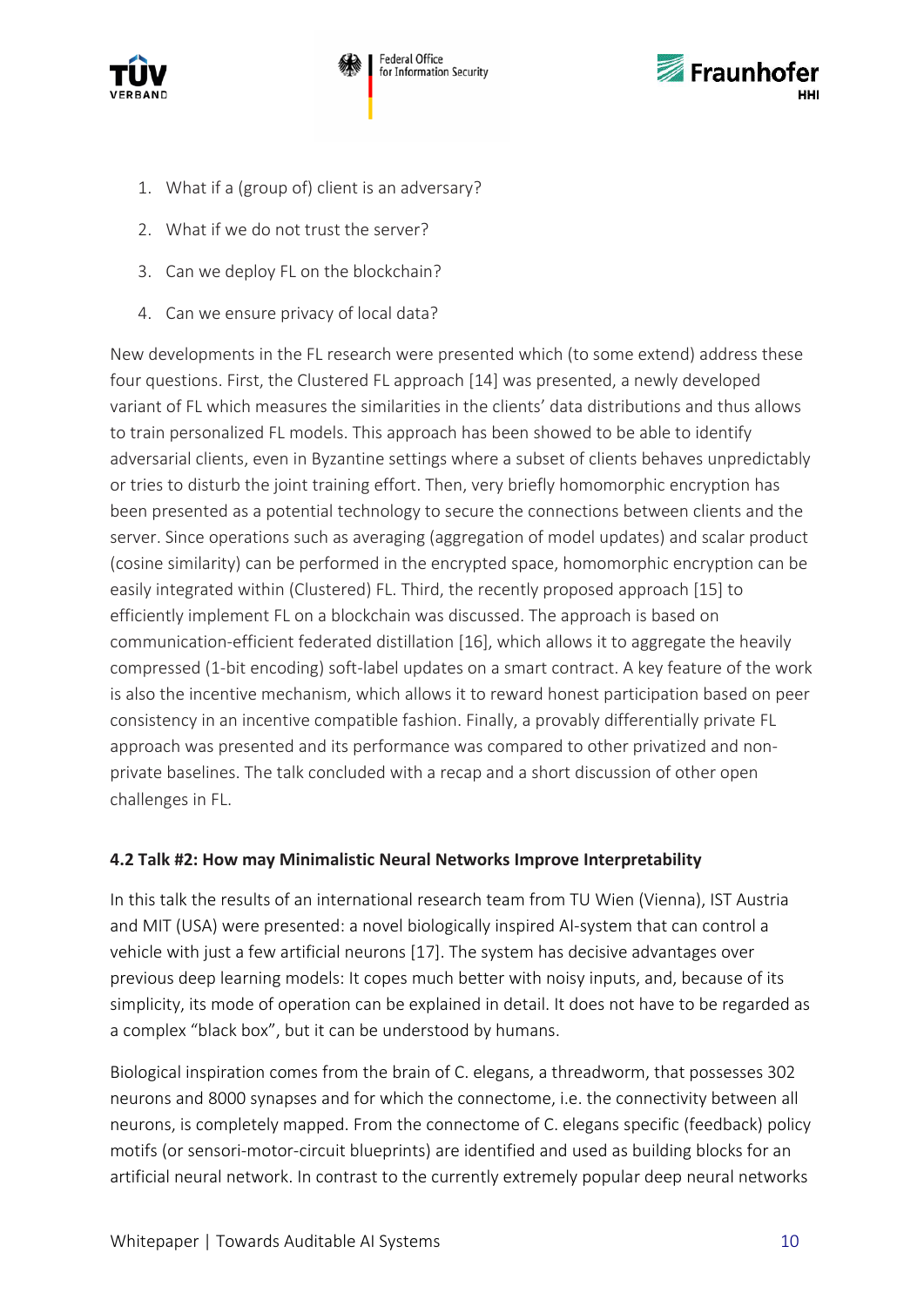1. What if a (group of) client is an adversary?
2. What if we do not trust the server?
3. Can we deploy FL on the blockchain?
4. Can we ensure privacy of local data?

New developments in the FL research were presented which (to some extend) address these four questions. First, the Clustered FL approach [14] was presented, a newly developed variant of FL which measures the similarities in the clients' data distributions and thus allows to train personalized FL models. This approach has been showed to be able to identify adversarial clients, even in Byzantine settings where a subset of clients behaves unpredictably or tries to disturb the joint training effort. Then, very briefly homomorphic encryption has been presented as a potential technology to secure the connections between clients and the server. Since operations such as averaging (aggregation of model updates) and scalar product (cosine similarity) can be performed in the encrypted space, homomorphic encryption can be easily integrated within (Clustered) FL. Third, the recently proposed approach [15] to efficiently implement FL on a blockchain was discussed. The approach is based on communication-efficient federated distillation [16], which allows it to aggregate the heavily compressed (1-bit encoding) soft-label updates on a smart contract. A key feature of the work is also the incentive mechanism, which allows it to reward honest participation based on peer consistency in an incentive compatible fashion. Finally, a provably differentially private FL approach was presented and its performance was compared to other privatized and non-private baselines. The talk concluded with a recap and a short discussion of other open challenges in FL.

### 4.2 Talk #2: How may Minimalistic Neural Networks Improve Interpretability

In this talk the results of an international research team from TU Wien (Vienna), IST Austria and MIT (USA) were presented: a novel biologically inspired AI-system that can control a vehicle with just a few artificial neurons [17]. The system has decisive advantages over previous deep learning models: It copes much better with noisy inputs, and, because of its simplicity, its mode of operation can be explained in detail. It does not have to be regarded as a complex "black box", but it can be understood by humans.

Biological inspiration comes from the brain of C. elegans, a threadworm, that possesses 302 neurons and 8000 synapses and for which the connectome, i.e. the connectivity between all neurons, is completely mapped. From the connectome of C. elegans specific (feedback) policy motifs (or sensori-motor-circuit blueprints) are identified and used as building blocks for an artificial neural network. In contrast to the currently extremely popular deep neural networks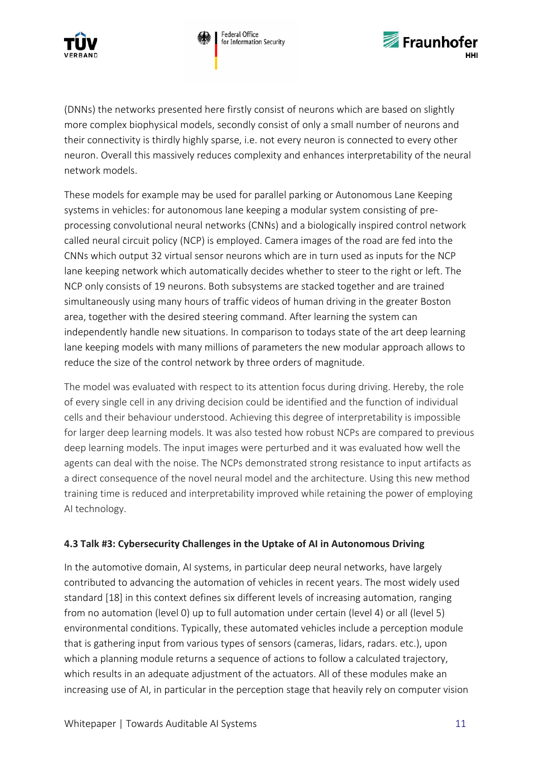(DNNs) the networks presented here firstly consist of neurons which are based on slightly more complex biophysical models, secondly consist of only a small number of neurons and their connectivity is thirdly highly sparse, i.e. not every neuron is connected to every other neuron. Overall this massively reduces complexity and enhances interpretability of the neural network models.

These models for example may be used for parallel parking or Autonomous Lane Keeping systems in vehicles: for autonomous lane keeping a modular system consisting of pre-processing convolutional neural networks (CNNs) and a biologically inspired control network called neural circuit policy (NCP) is employed. Camera images of the road are fed into the CNNs which output 32 virtual sensor neurons which are in turn used as inputs for the NCP lane keeping network which automatically decides whether to steer to the right or left. The NCP only consists of 19 neurons. Both subsystems are stacked together and are trained simultaneously using many hours of traffic videos of human driving in the greater Boston area, together with the desired steering command. After learning the system can independently handle new situations. In comparison to todays state of the art deep learning lane keeping models with many millions of parameters the new modular approach allows to reduce the size of the control network by three orders of magnitude.

The model was evaluated with respect to its attention focus during driving. Hereby, the role of every single cell in any driving decision could be identified and the function of individual cells and their behaviour understood. Achieving this degree of interpretability is impossible for larger deep learning models. It was also tested how robust NCPs are compared to previous deep learning models. The input images were perturbed and it was evaluated how well the agents can deal with the noise. The NCPs demonstrated strong resistance to input artifacts as a direct consequence of the novel neural model and the architecture. Using this new method training time is reduced and interpretability improved while retaining the power of employing AI technology.

### 4.3 Talk #3: Cybersecurity Challenges in the Uptake of AI in Autonomous Driving

In the automotive domain, AI systems, in particular deep neural networks, have largely contributed to advancing the automation of vehicles in recent years. The most widely used standard [18] in this context defines six different levels of increasing automation, ranging from no automation (level 0) up to full automation under certain (level 4) or all (level 5) environmental conditions. Typically, these automated vehicles include a perception module that is gathering input from various types of sensors (cameras, lidars, radars. etc.), upon which a planning module returns a sequence of actions to follow a calculated trajectory, which results in an adequate adjustment of the actuators. All of these modules make an increasing use of AI, in particular in the perception stage that heavily rely on computer vision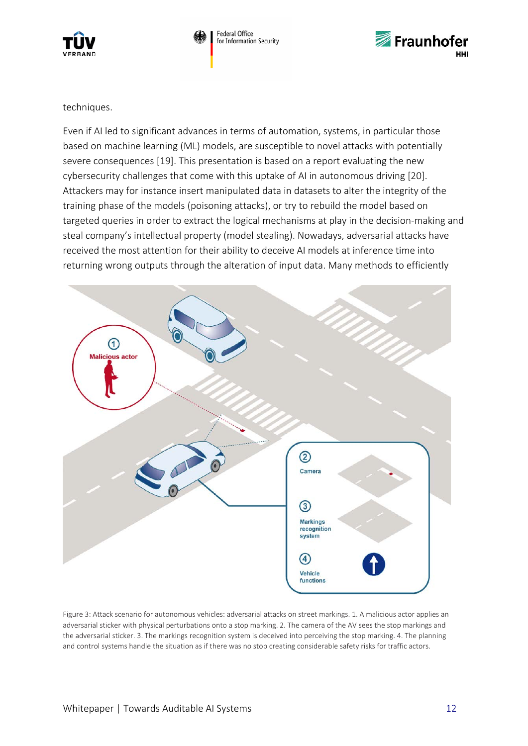techniques.

Even if AI led to significant advances in terms of automation, systems, in particular those based on machine learning (ML) models, are susceptible to novel attacks with potentially severe consequences [19]. This presentation is based on a report evaluating the new cybersecurity challenges that come with this uptake of AI in autonomous driving [20]. Attackers may for instance insert manipulated data in datasets to alter the integrity of the training phase of the models (poisoning attacks), or try to rebuild the model based on targeted queries in order to extract the logical mechanisms at play in the decision-making and steal company's intellectual property (model stealing). Nowadays, adversarial attacks have received the most attention for their ability to deceive AI models at inference time into returning wrong outputs through the alteration of input data. Many methods to efficiently

Figure 3: Attack scenario for autonomous vehicles: adversarial attacks on street markings. 1. A malicious actor applies an adversarial sticker with physical perturbations onto a stop marking. 2. The camera of the AV sees the stop markings and the adversarial sticker. 3. The markings recognition system is deceived into perceiving the stop marking. 4. The planning and control systems handle the situation as if there was no stop creating considerable safety risks for traffic actors.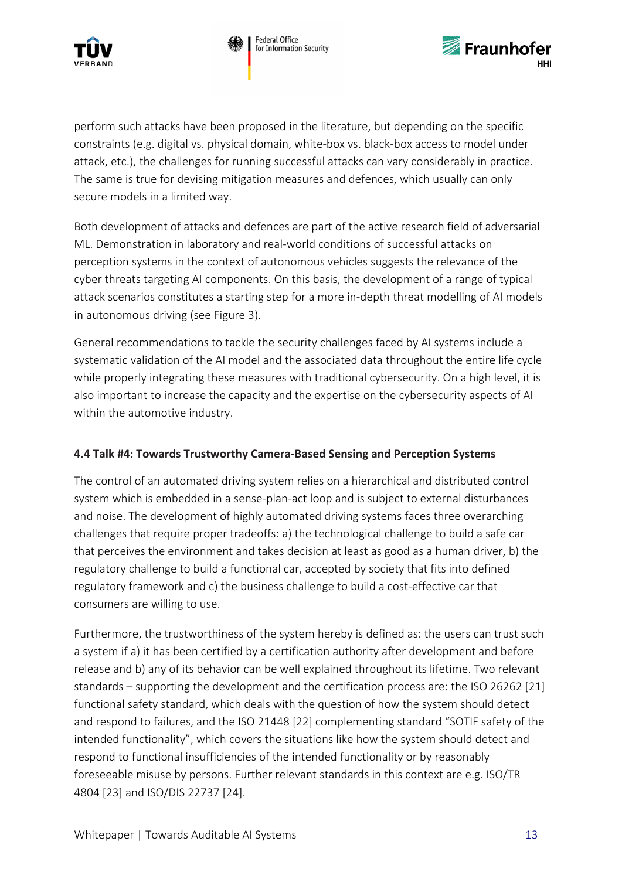perform such attacks have been proposed in the literature, but depending on the specific constraints (e.g. digital vs. physical domain, white-box vs. black-box access to model under attack, etc.), the challenges for running successful attacks can vary considerably in practice. The same is true for devising mitigation measures and defences, which usually can only secure models in a limited way.

Both development of attacks and defences are part of the active research field of adversarial ML. Demonstration in laboratory and real-world conditions of successful attacks on perception systems in the context of autonomous vehicles suggests the relevance of the cyber threats targeting AI components. On this basis, the development of a range of typical attack scenarios constitutes a starting step for a more in-depth threat modelling of AI models in autonomous driving (see Figure 3).

General recommendations to tackle the security challenges faced by AI systems include a systematic validation of the AI model and the associated data throughout the entire life cycle while properly integrating these measures with traditional cybersecurity. On a high level, it is also important to increase the capacity and the expertise on the cybersecurity aspects of AI within the automotive industry.

### 4.4 Talk #4: Towards Trustworthy Camera-Based Sensing and Perception Systems

The control of an automated driving system relies on a hierarchical and distributed control system which is embedded in a sense-plan-act loop and is subject to external disturbances and noise. The development of highly automated driving systems faces three overarching challenges that require proper tradeoffs: a) the technological challenge to build a safe car that perceives the environment and takes decision at least as good as a human driver, b) the regulatory challenge to build a functional car, accepted by society that fits into defined regulatory framework and c) the business challenge to build a cost-effective car that consumers are willing to use.

Furthermore, the trustworthiness of the system hereby is defined as: the users can trust such a system if a) it has been certified by a certification authority after development and before release and b) any of its behavior can be well explained throughout its lifetime. Two relevant standards – supporting the development and the certification process are: the ISO 26262 [21] functional safety standard, which deals with the question of how the system should detect and respond to failures, and the ISO 21448 [22] complementing standard "SOTIF safety of the intended functionality", which covers the situations like how the system should detect and respond to functional insufficiencies of the intended functionality or by reasonably foreseeable misuse by persons. Further relevant standards in this context are e.g. ISO/TR 4804 [23] and ISO/DIS 22737 [24].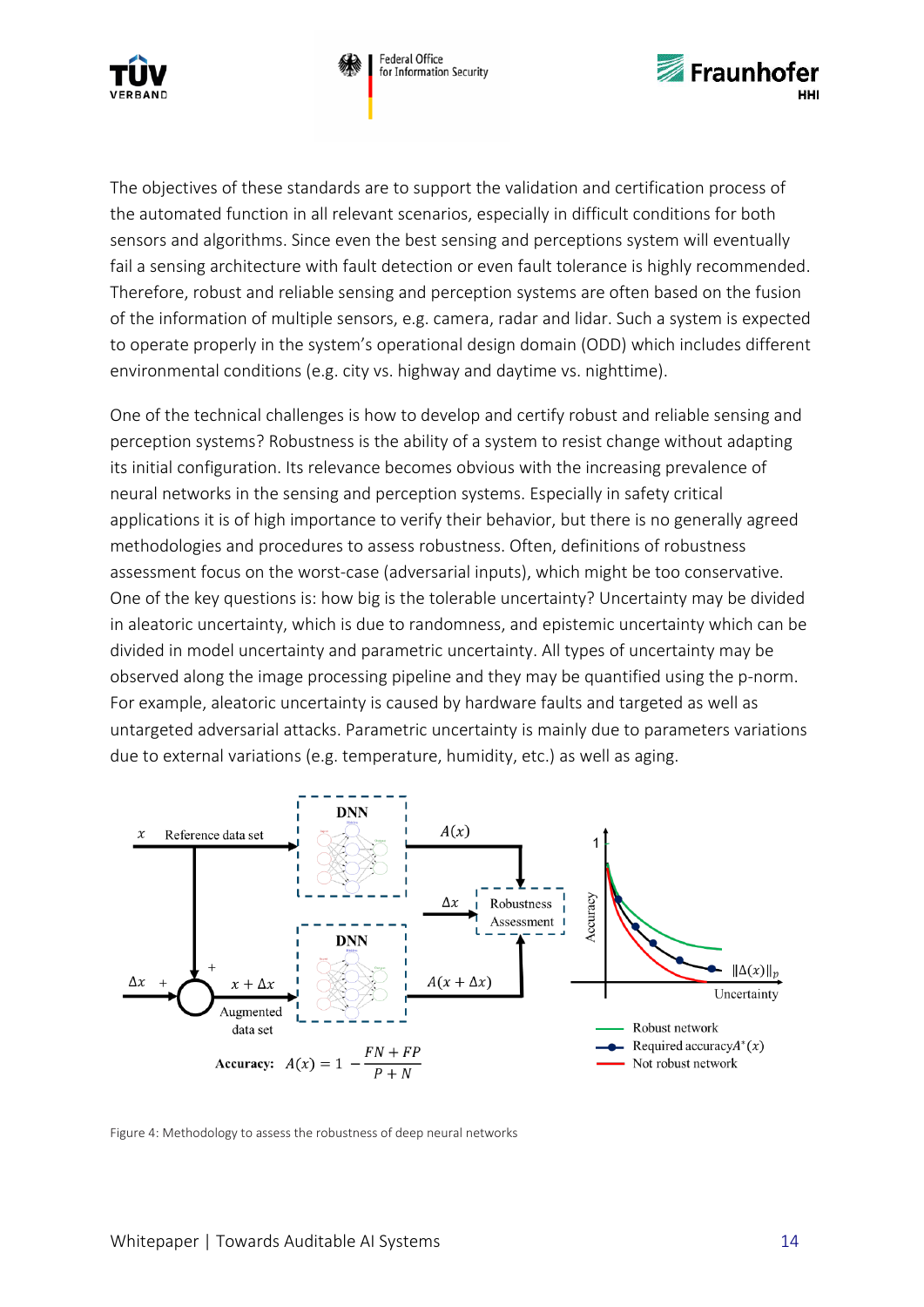The objectives of these standards are to support the validation and certification process of the automated function in all relevant scenarios, especially in difficult conditions for both sensors and algorithms. Since even the best sensing and perceptions system will eventually fail a sensing architecture with fault detection or even fault tolerance is highly recommended. Therefore, robust and reliable sensing and perception systems are often based on the fusion of the information of multiple sensors, e.g. camera, radar and lidar. Such a system is expected to operate properly in the system's operational design domain (ODD) which includes different environmental conditions (e.g. city vs. highway and daytime vs. nighttime).

One of the technical challenges is how to develop and certify robust and reliable sensing and perception systems? Robustness is the ability of a system to resist change without adapting its initial configuration. Its relevance becomes obvious with the increasing prevalence of neural networks in the sensing and perception systems. Especially in safety critical applications it is of high importance to verify their behavior, but there is no generally agreed methodologies and procedures to assess robustness. Often, definitions of robustness assessment focus on the worst-case (adversarial inputs), which might be too conservative. One of the key questions is: how big is the tolerable uncertainty? Uncertainty may be divided in aleatoric uncertainty, which is due to randomness, and epistemic uncertainty which can be divided in model uncertainty and parametric uncertainty. All types of uncertainty may be observed along the image processing pipeline and they may be quantified using the p-norm. For example, aleatoric uncertainty is caused by hardware faults and targeted as well as untargeted adversarial attacks. Parametric uncertainty is mainly due to parameters variations due to external variations (e.g. temperature, humidity, etc.) as well as aging.

Figure 4: Methodology to assess the robustness of deep neural networks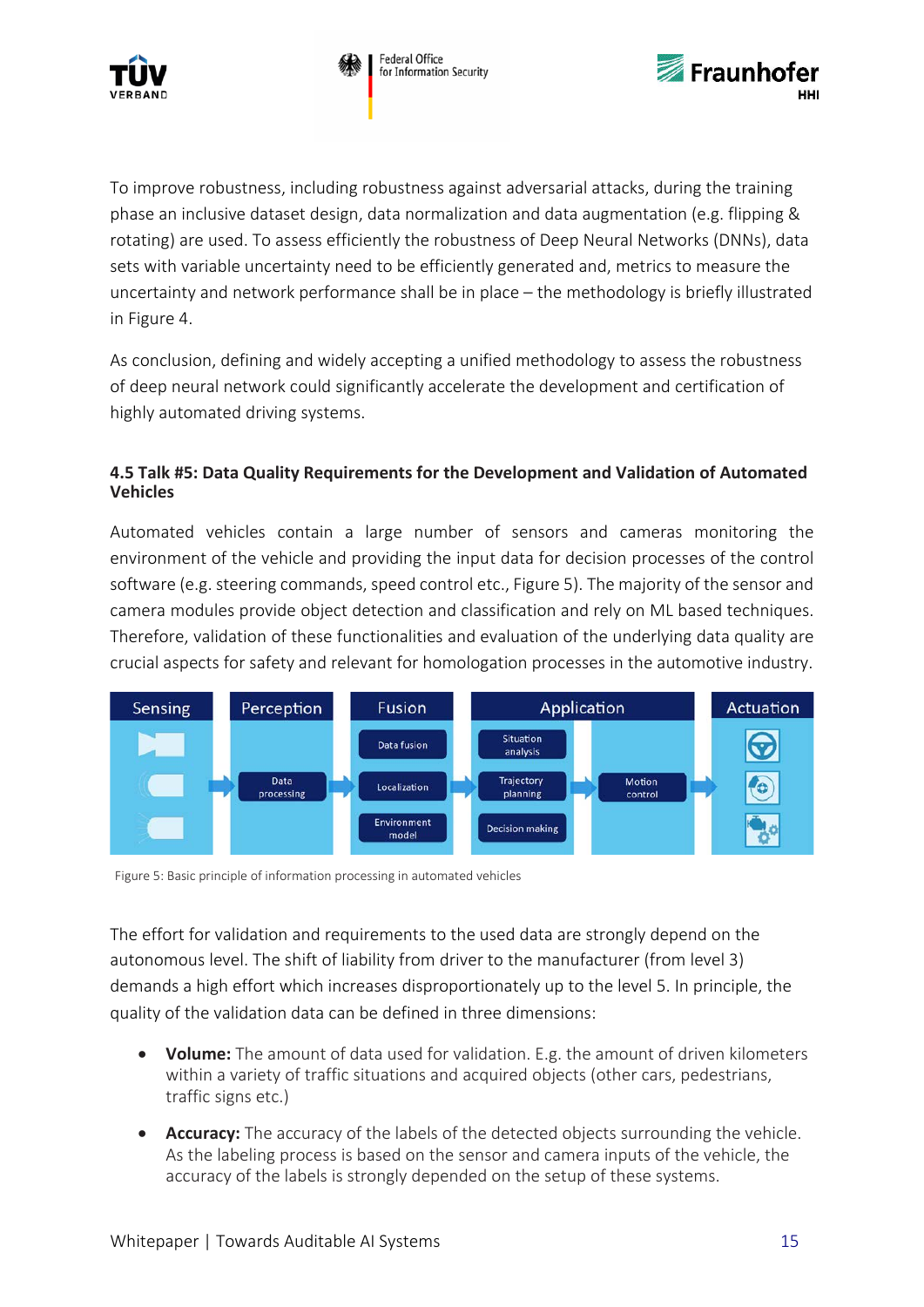To improve robustness, including robustness against adversarial attacks, during the training phase an inclusive dataset design, data normalization and data augmentation (e.g. flipping & rotating) are used. To assess efficiently the robustness of Deep Neural Networks (DNNs), data sets with variable uncertainty need to be efficiently generated and, metrics to measure the uncertainty and network performance shall be in place – the methodology is briefly illustrated in Figure 4.

As conclusion, defining and widely accepting a unified methodology to assess the robustness of deep neural network could significantly accelerate the development and certification of highly automated driving systems.

### 4.5 Talk #5: Data Quality Requirements for the Development and Validation of Automated Vehicles

Automated vehicles contain a large number of sensors and cameras monitoring the environment of the vehicle and providing the input data for decision processes of the control software (e.g. steering commands, speed control etc., Figure 5). The majority of the sensor and camera modules provide object detection and classification and rely on ML based techniques. Therefore, validation of these functionalities and evaluation of the underlying data quality are crucial aspects for safety and relevant for homologation processes in the automotive industry.

Sensing | Perception | Fusion | Application | Actuation

Data processing | Data fusion | Localization | Environment model | Situation analysis | Trajectory planning | Decision making | Motion control

Figure 5: Basic principle of information processing in automated vehicles

The effort for validation and requirements to the used data are strongly depend on the autonomous level. The shift of liability from driver to the manufacturer (from level 3) demands a high effort which increases disproportionately up to the level 5. In principle, the quality of the validation data can be defined in three dimensions:

- **Volume:** The amount of data used for validation. E.g. the amount of driven kilometers within a variety of traffic situations and acquired objects (other cars, pedestrians, traffic signs etc.)
- **Accuracy:** The accuracy of the labels of the detected objects surrounding the vehicle. As the labeling process is based on the sensor and camera inputs of the vehicle, the accuracy of the labels is strongly depended on the setup of these systems.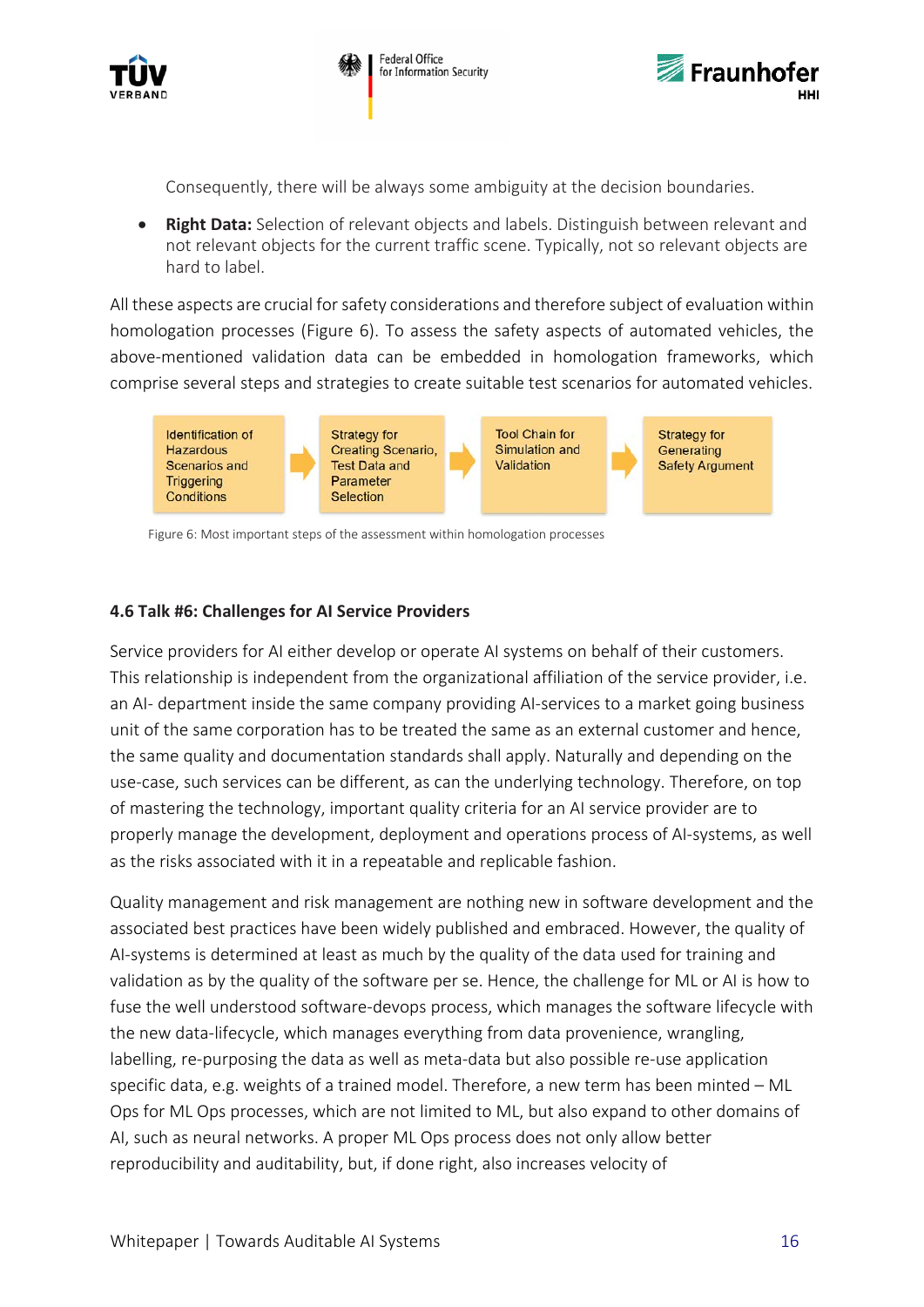Consequently, there will be always some ambiguity at the decision boundaries.

- **Right Data:** Selection of relevant objects and labels. Distinguish between relevant and not relevant objects for the current traffic scene. Typically, not so relevant objects are hard to label.

All these aspects are crucial for safety considerations and therefore subject of evaluation within homologation processes (Figure 6). To assess the safety aspects of automated vehicles, the above-mentioned validation data can be embedded in homologation frameworks, which comprise several steps and strategies to create suitable test scenarios for automated vehicles.

| Identification of Hazardous Scenarios and Triggering Conditions | → | Strategy for Creating Scenario, Test Data and Parameter Selection | → | Tool Chain for Simulation and Validation | → | Strategy for Generating Safety Argument |
|---|---|---|---|---|---|---|

Figure 6: Most important steps of the assessment within homologation processes

### 4.6 Talk #6: Challenges for AI Service Providers

Service providers for AI either develop or operate AI systems on behalf of their customers. This relationship is independent from the organizational affiliation of the service provider, i.e. an AI- department inside the same company providing AI-services to a market going business unit of the same corporation has to be treated the same as an external customer and hence, the same quality and documentation standards shall apply. Naturally and depending on the use-case, such services can be different, as can the underlying technology. Therefore, on top of mastering the technology, important quality criteria for an AI service provider are to properly manage the development, deployment and operations process of AI-systems, as well as the risks associated with it in a repeatable and replicable fashion.

Quality management and risk management are nothing new in software development and the associated best practices have been widely published and embraced. However, the quality of AI-systems is determined at least as much by the quality of the data used for training and validation as by the quality of the software per se. Hence, the challenge for ML or AI is how to fuse the well understood software-devops process, which manages the software lifecycle with the new data-lifecycle, which manages everything from data provenience, wrangling, labelling, re-purposing the data as well as meta-data but also possible re-use application specific data, e.g. weights of a trained model. Therefore, a new term has been minted – ML Ops for ML Ops processes, which are not limited to ML, but also expand to other domains of AI, such as neural networks. A proper ML Ops process does not only allow better reproducibility and auditability, but, if done right, also increases velocity of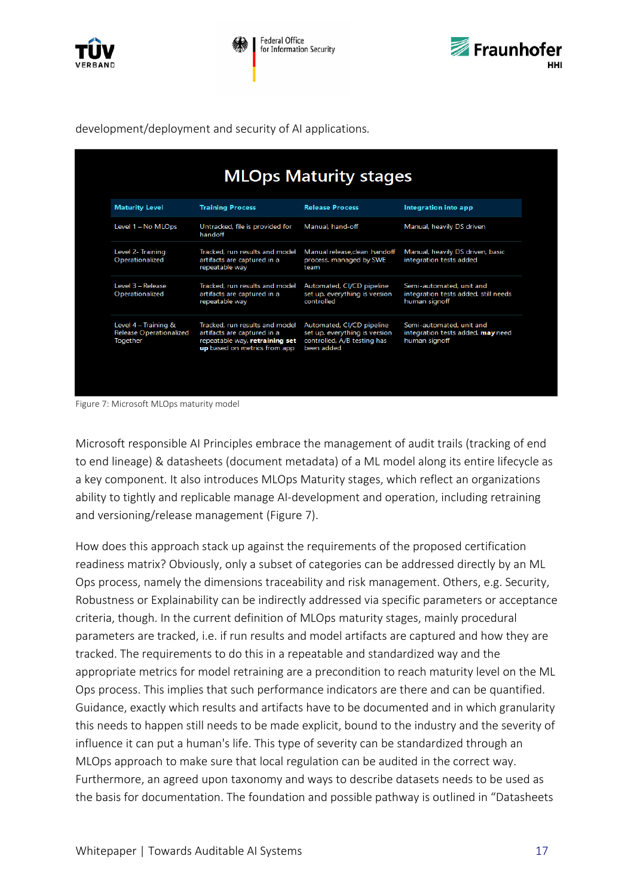development/deployment and security of AI applications.

**MLOps Maturity stages**

| Maturity Level | Training Process | Release Process | Integration into app |
|---|---|---|---|
| Level 1 – No MLOps | Untracked, file is provided for handoff | Manual, hand-off | Manual, heavily DS driven |
| Level 2- Training Operationalized | Tracked, run results and model artifacts are captured in a repeatable way | Manual release,clean handoff process, managed by SWE team | Manual, heavily DS driven, basic integration tests added |
| Level 3 – Release Operationalized | Tracked, run results and model artifacts are captured in a repeatable way | Automated, CI/CD pipeline set up, everything is version controlled | Semi-automated, unit and integration tests added, still needs human signoff |
| Level 4 – Training & Release Operationalized Together | Tracked, run results and model artifacts are captured in a repeatable way, **retraining set up** based on metrics from app | Automated, CI/CD pipeline set up, everything is version controlled, A/B testing has been added | Semi-automated, unit and integration tests added, **may** need human signoff |

Figure 7: Microsoft MLOps maturity model

Microsoft responsible AI Principles embrace the management of audit trails (tracking of end to end lineage) & datasheets (document metadata) of a ML model along its entire lifecycle as a key component. It also introduces MLOps Maturity stages, which reflect an organizations ability to tightly and replicable manage AI-development and operation, including retraining and versioning/release management (Figure 7).

How does this approach stack up against the requirements of the proposed certification readiness matrix? Obviously, only a subset of categories can be addressed directly by an ML Ops process, namely the dimensions traceability and risk management. Others, e.g. Security, Robustness or Explainability can be indirectly addressed via specific parameters or acceptance criteria, though. In the current definition of MLOps maturity stages, mainly procedural parameters are tracked, i.e. if run results and model artifacts are captured and how they are tracked. The requirements to do this in a repeatable and standardized way and the appropriate metrics for model retraining are a precondition to reach maturity level on the ML Ops process. This implies that such performance indicators are there and can be quantified. Guidance, exactly which results and artifacts have to be documented and in which granularity this needs to happen still needs to be made explicit, bound to the industry and the severity of influence it can put a human's life. This type of severity can be standardized through an MLOps approach to make sure that local regulation can be audited in the correct way. Furthermore, an agreed upon taxonomy and ways to describe datasets needs to be used as the basis for documentation. The foundation and possible pathway is outlined in "Datasheets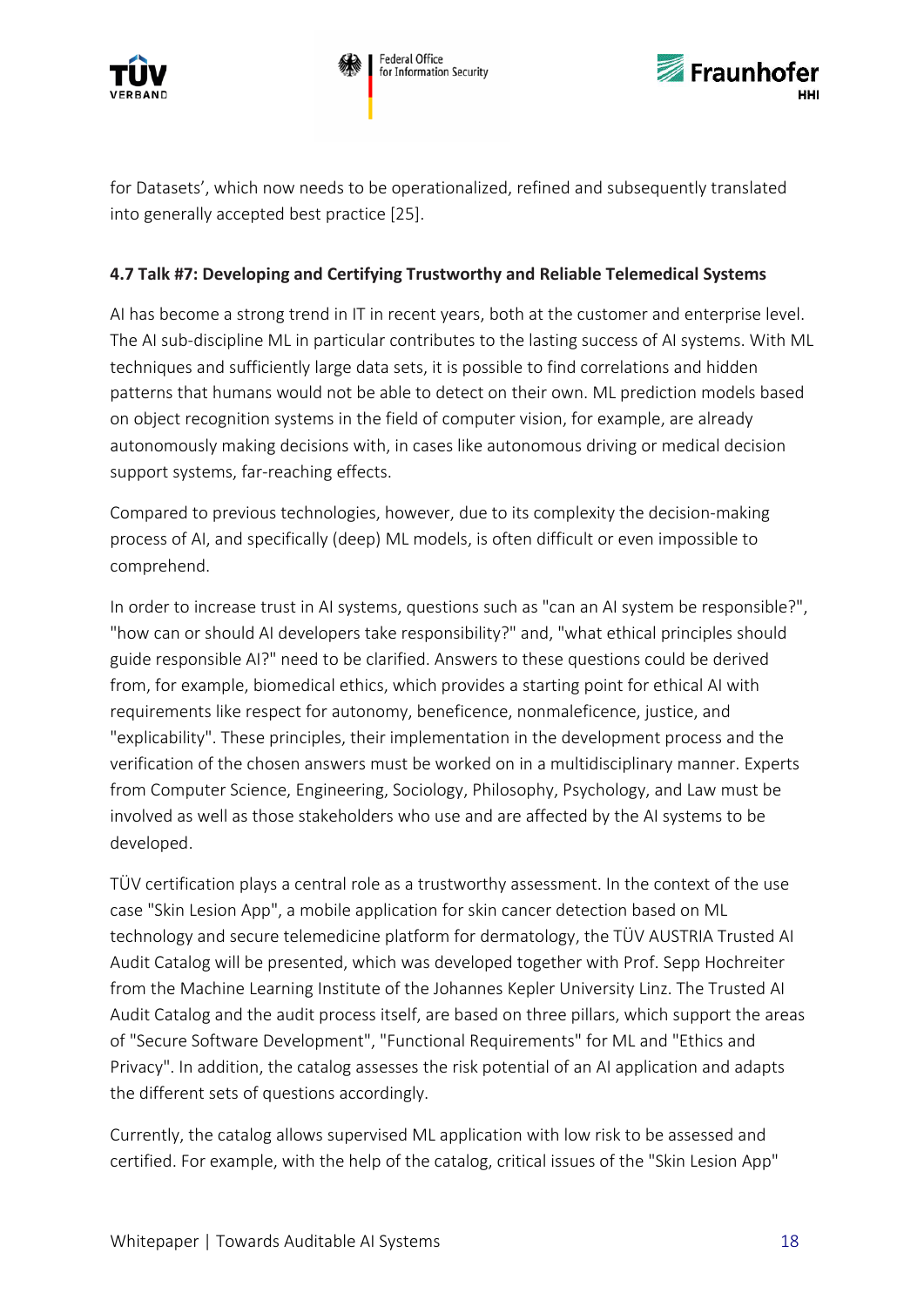for Datasets', which now needs to be operationalized, refined and subsequently translated into generally accepted best practice [25].

### 4.7 Talk #7: Developing and Certifying Trustworthy and Reliable Telemedical Systems

AI has become a strong trend in IT in recent years, both at the customer and enterprise level. The AI sub-discipline ML in particular contributes to the lasting success of AI systems. With ML techniques and sufficiently large data sets, it is possible to find correlations and hidden patterns that humans would not be able to detect on their own. ML prediction models based on object recognition systems in the field of computer vision, for example, are already autonomously making decisions with, in cases like autonomous driving or medical decision support systems, far-reaching effects.

Compared to previous technologies, however, due to its complexity the decision-making process of AI, and specifically (deep) ML models, is often difficult or even impossible to comprehend.

In order to increase trust in AI systems, questions such as "can an AI system be responsible?", "how can or should AI developers take responsibility?" and, "what ethical principles should guide responsible AI?" need to be clarified. Answers to these questions could be derived from, for example, biomedical ethics, which provides a starting point for ethical AI with requirements like respect for autonomy, beneficence, nonmaleficence, justice, and "explicability". These principles, their implementation in the development process and the verification of the chosen answers must be worked on in a multidisciplinary manner. Experts from Computer Science, Engineering, Sociology, Philosophy, Psychology, and Law must be involved as well as those stakeholders who use and are affected by the AI systems to be developed.

TÜV certification plays a central role as a trustworthy assessment. In the context of the use case "Skin Lesion App", a mobile application for skin cancer detection based on ML technology and secure telemedicine platform for dermatology, the TÜV AUSTRIA Trusted AI Audit Catalog will be presented, which was developed together with Prof. Sepp Hochreiter from the Machine Learning Institute of the Johannes Kepler University Linz. The Trusted AI Audit Catalog and the audit process itself, are based on three pillars, which support the areas of "Secure Software Development", "Functional Requirements" for ML and "Ethics and Privacy". In addition, the catalog assesses the risk potential of an AI application and adapts the different sets of questions accordingly.

Currently, the catalog allows supervised ML application with low risk to be assessed and certified. For example, with the help of the catalog, critical issues of the "Skin Lesion App"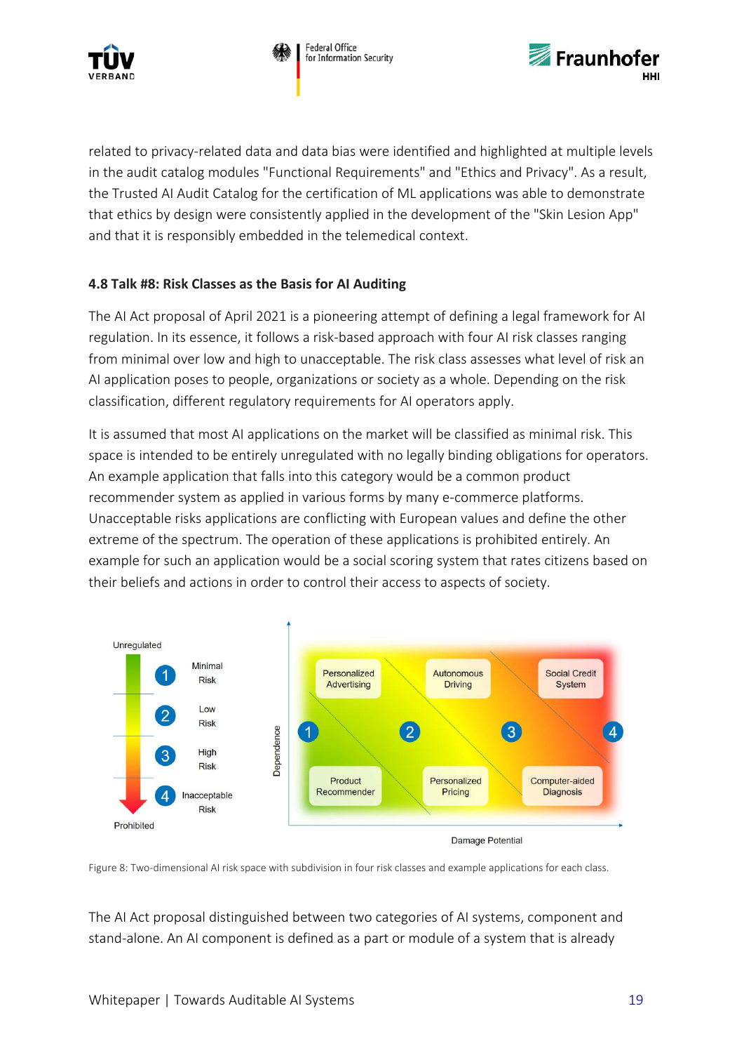related to privacy-related data and data bias were identified and highlighted at multiple levels in the audit catalog modules "Functional Requirements" and "Ethics and Privacy". As a result, the Trusted AI Audit Catalog for the certification of ML applications was able to demonstrate that ethics by design were consistently applied in the development of the "Skin Lesion App" and that it is responsibly embedded in the telemedical context.

### 4.8 Talk #8: Risk Classes as the Basis for AI Auditing

The AI Act proposal of April 2021 is a pioneering attempt of defining a legal framework for AI regulation. In its essence, it follows a risk-based approach with four AI risk classes ranging from minimal over low and high to unacceptable. The risk class assesses what level of risk an AI application poses to people, organizations or society as a whole. Depending on the risk classification, different regulatory requirements for AI operators apply.

It is assumed that most AI applications on the market will be classified as minimal risk. This space is intended to be entirely unregulated with no legally binding obligations for operators. An example application that falls into this category would be a common product recommender system as applied in various forms by many e-commerce platforms. Unacceptable risks applications are conflicting with European values and define the other extreme of the spectrum. The operation of these applications is prohibited entirely. An example for such an application would be a social scoring system that rates citizens based on their beliefs and actions in order to control their access to aspects of society.

Figure 8: Two-dimensional AI risk space with subdivision in four risk classes and example applications for each class.

The AI Act proposal distinguished between two categories of AI systems, component and stand-alone. An AI component is defined as a part or module of a system that is already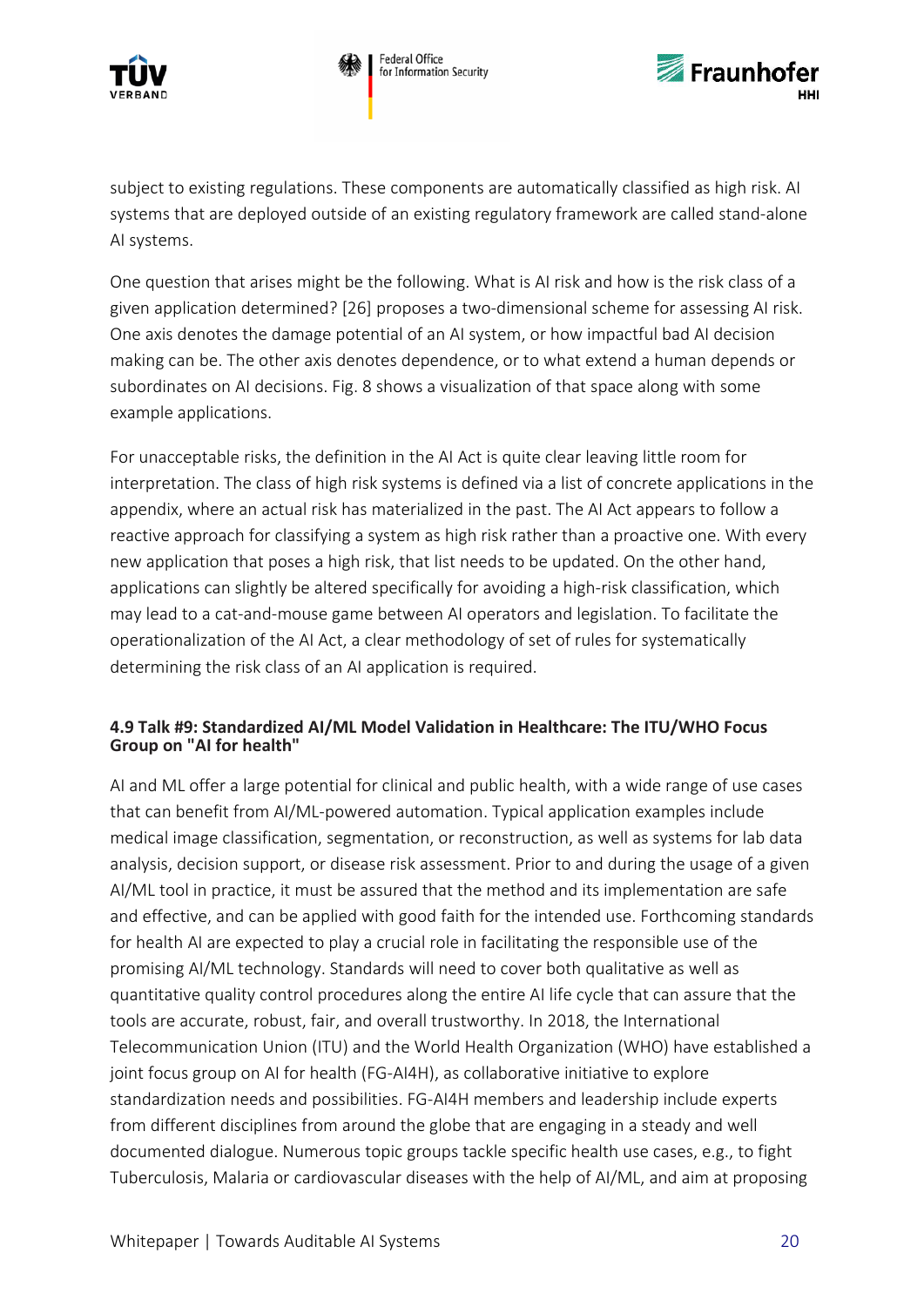subject to existing regulations. These components are automatically classified as high risk. AI systems that are deployed outside of an existing regulatory framework are called stand-alone AI systems.

One question that arises might be the following. What is AI risk and how is the risk class of a given application determined? [26] proposes a two-dimensional scheme for assessing AI risk. One axis denotes the damage potential of an AI system, or how impactful bad AI decision making can be. The other axis denotes dependence, or to what extend a human depends or subordinates on AI decisions. Fig. 8 shows a visualization of that space along with some example applications.

For unacceptable risks, the definition in the AI Act is quite clear leaving little room for interpretation. The class of high risk systems is defined via a list of concrete applications in the appendix, where an actual risk has materialized in the past. The AI Act appears to follow a reactive approach for classifying a system as high risk rather than a proactive one. With every new application that poses a high risk, that list needs to be updated. On the other hand, applications can slightly be altered specifically for avoiding a high-risk classification, which may lead to a cat-and-mouse game between AI operators and legislation. To facilitate the operationalization of the AI Act, a clear methodology of set of rules for systematically determining the risk class of an AI application is required.

### 4.9 Talk #9: Standardized AI/ML Model Validation in Healthcare: The ITU/WHO Focus Group on "AI for health"

AI and ML offer a large potential for clinical and public health, with a wide range of use cases that can benefit from AI/ML-powered automation. Typical application examples include medical image classification, segmentation, or reconstruction, as well as systems for lab data analysis, decision support, or disease risk assessment. Prior to and during the usage of a given AI/ML tool in practice, it must be assured that the method and its implementation are safe and effective, and can be applied with good faith for the intended use. Forthcoming standards for health AI are expected to play a crucial role in facilitating the responsible use of the promising AI/ML technology. Standards will need to cover both qualitative as well as quantitative quality control procedures along the entire AI life cycle that can assure that the tools are accurate, robust, fair, and overall trustworthy. In 2018, the International Telecommunication Union (ITU) and the World Health Organization (WHO) have established a joint focus group on AI for health (FG-AI4H), as collaborative initiative to explore standardization needs and possibilities. FG-AI4H members and leadership include experts from different disciplines from around the globe that are engaging in a steady and well documented dialogue. Numerous topic groups tackle specific health use cases, e.g., to fight Tuberculosis, Malaria or cardiovascular diseases with the help of AI/ML, and aim at proposing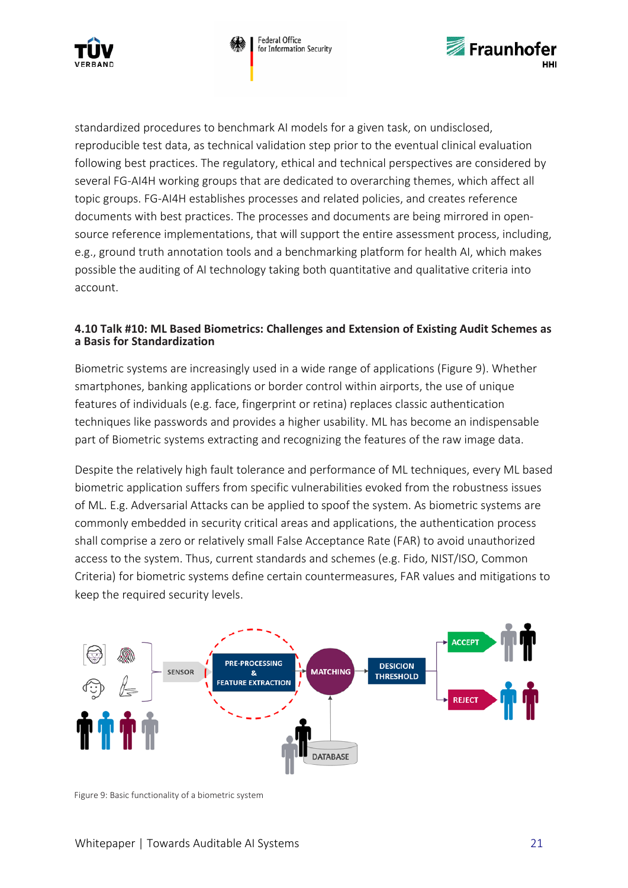standardized procedures to benchmark AI models for a given task, on undisclosed, reproducible test data, as technical validation step prior to the eventual clinical evaluation following best practices. The regulatory, ethical and technical perspectives are considered by several FG-AI4H working groups that are dedicated to overarching themes, which affect all topic groups. FG-AI4H establishes processes and related policies, and creates reference documents with best practices. The processes and documents are being mirrored in open-source reference implementations, that will support the entire assessment process, including, e.g., ground truth annotation tools and a benchmarking platform for health AI, which makes possible the auditing of AI technology taking both quantitative and qualitative criteria into account.

### 4.10 Talk #10: ML Based Biometrics: Challenges and Extension of Existing Audit Schemes as a Basis for Standardization

Biometric systems are increasingly used in a wide range of applications (Figure 9). Whether smartphones, banking applications or border control within airports, the use of unique features of individuals (e.g. face, fingerprint or retina) replaces classic authentication techniques like passwords and provides a higher usability. ML has become an indispensable part of Biometric systems extracting and recognizing the features of the raw image data.

Despite the relatively high fault tolerance and performance of ML techniques, every ML based biometric application suffers from specific vulnerabilities evoked from the robustness issues of ML. E.g. Adversarial Attacks can be applied to spoof the system. As biometric systems are commonly embedded in security critical areas and applications, the authentication process shall comprise a zero or relatively small False Acceptance Rate (FAR) to avoid unauthorized access to the system. Thus, current standards and schemes (e.g. Fido, NIST/ISO, Common Criteria) for biometric systems define certain countermeasures, FAR values and mitigations to keep the required security levels.

Figure 9: Basic functionality of a biometric system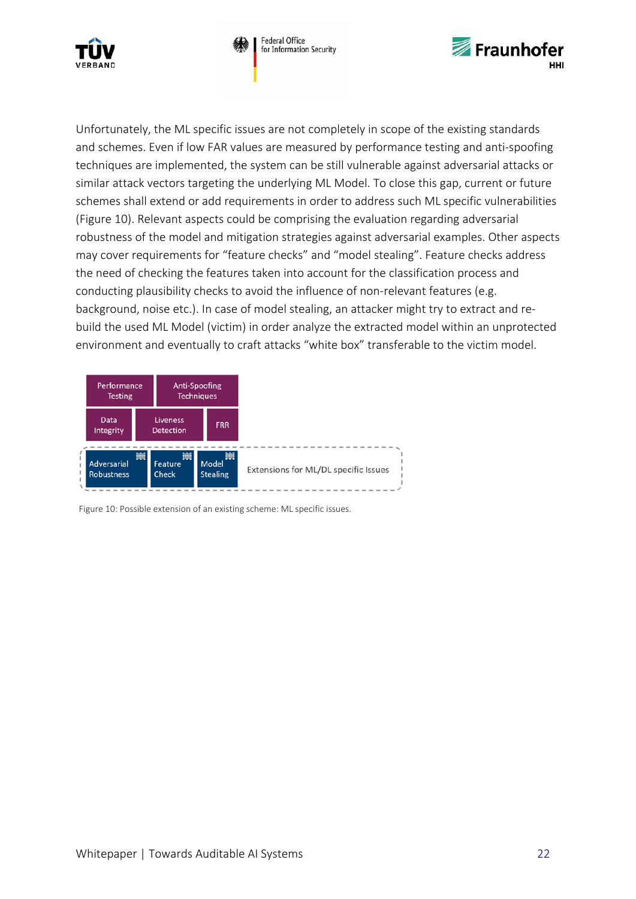Unfortunately, the ML specific issues are not completely in scope of the existing standards and schemes. Even if low FAR values are measured by performance testing and anti-spoofing techniques are implemented, the system can be still vulnerable against adversarial attacks or similar attack vectors targeting the underlying ML Model. To close this gap, current or future schemes shall extend or add requirements in order to address such ML specific vulnerabilities (Figure 10). Relevant aspects could be comprising the evaluation regarding adversarial robustness of the model and mitigation strategies against adversarial examples. Other aspects may cover requirements for "feature checks" and "model stealing". Feature checks address the need of checking the features taken into account for the classification process and conducting plausibility checks to avoid the influence of non-relevant features (e.g. background, noise etc.). In case of model stealing, an attacker might try to extract and re-build the used ML Model (victim) in order analyze the extracted model within an unprotected environment and eventually to craft attacks "white box" transferable to the victim model.

Performance Testing | Anti-Spoofing Techniques

Data Integrity | Liveness Detection | FRR

Adversarial Robustness | Feature Check | Model Stealing — Extensions for ML/DL specific Issues

Figure 10: Possible extension of an existing scheme: ML specific issues.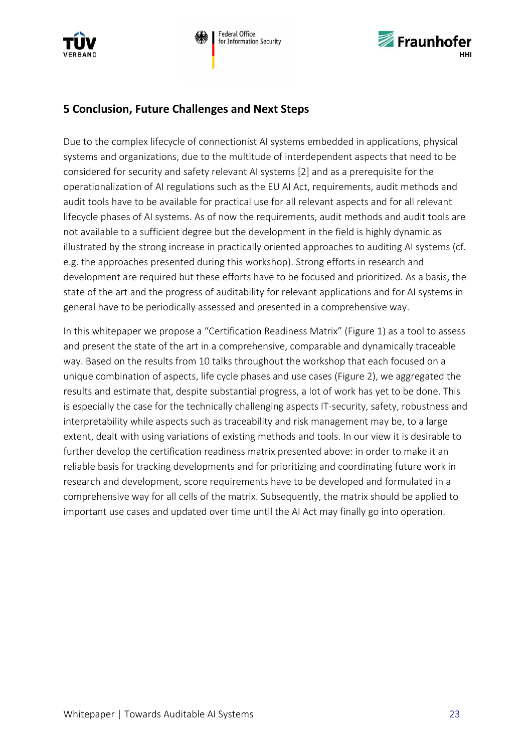## 5 Conclusion, Future Challenges and Next Steps

Due to the complex lifecycle of connectionist AI systems embedded in applications, physical systems and organizations, due to the multitude of interdependent aspects that need to be considered for security and safety relevant AI systems [2] and as a prerequisite for the operationalization of AI regulations such as the EU AI Act, requirements, audit methods and audit tools have to be available for practical use for all relevant aspects and for all relevant lifecycle phases of AI systems. As of now the requirements, audit methods and audit tools are not available to a sufficient degree but the development in the field is highly dynamic as illustrated by the strong increase in practically oriented approaches to auditing AI systems (cf. e.g. the approaches presented during this workshop). Strong efforts in research and development are required but these efforts have to be focused and prioritized. As a basis, the state of the art and the progress of auditability for relevant applications and for AI systems in general have to be periodically assessed and presented in a comprehensive way.

In this whitepaper we propose a "Certification Readiness Matrix" (Figure 1) as a tool to assess and present the state of the art in a comprehensive, comparable and dynamically traceable way. Based on the results from 10 talks throughout the workshop that each focused on a unique combination of aspects, life cycle phases and use cases (Figure 2), we aggregated the results and estimate that, despite substantial progress, a lot of work has yet to be done. This is especially the case for the technically challenging aspects IT-security, safety, robustness and interpretability while aspects such as traceability and risk management may be, to a large extent, dealt with using variations of existing methods and tools. In our view it is desirable to further develop the certification readiness matrix presented above: in order to make it an reliable basis for tracking developments and for prioritizing and coordinating future work in research and development, score requirements have to be developed and formulated in a comprehensive way for all cells of the matrix. Subsequently, the matrix should be applied to important use cases and updated over time until the AI Act may finally go into operation.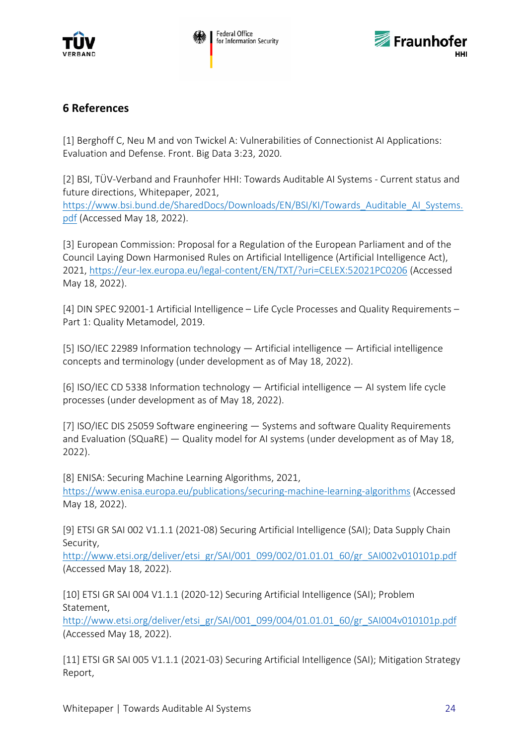## 6 References

[1] Berghoff C, Neu M and von Twickel A: Vulnerabilities of Connectionist AI Applications: Evaluation and Defense. Front. Big Data 3:23, 2020.

[2] BSI, TÜV-Verband and Fraunhofer HHI: Towards Auditable AI Systems - Current status and future directions, Whitepaper, 2021, https://www.bsi.bund.de/SharedDocs/Downloads/EN/BSI/KI/Towards_Auditable_AI_Systems.pdf (Accessed May 18, 2022).

[3] European Commission: Proposal for a Regulation of the European Parliament and of the Council Laying Down Harmonised Rules on Artificial Intelligence (Artificial Intelligence Act), 2021, https://eur-lex.europa.eu/legal-content/EN/TXT/?uri=CELEX:52021PC0206 (Accessed May 18, 2022).

[4] DIN SPEC 92001-1 Artificial Intelligence – Life Cycle Processes and Quality Requirements – Part 1: Quality Metamodel, 2019.

[5] ISO/IEC 22989 Information technology — Artificial intelligence — Artificial intelligence concepts and terminology (under development as of May 18, 2022).

[6] ISO/IEC CD 5338 Information technology — Artificial intelligence — AI system life cycle processes (under development as of May 18, 2022).

[7] ISO/IEC DIS 25059 Software engineering — Systems and software Quality Requirements and Evaluation (SQuaRE) — Quality model for AI systems (under development as of May 18, 2022).

[8] ENISA: Securing Machine Learning Algorithms, 2021, https://www.enisa.europa.eu/publications/securing-machine-learning-algorithms (Accessed May 18, 2022).

[9] ETSI GR SAI 002 V1.1.1 (2021-08) Securing Artificial Intelligence (SAI); Data Supply Chain Security, http://www.etsi.org/deliver/etsi_gr/SAI/001_099/002/01.01.01_60/gr_SAI002v010101p.pdf (Accessed May 18, 2022).

[10] ETSI GR SAI 004 V1.1.1 (2020-12) Securing Artificial Intelligence (SAI); Problem Statement, http://www.etsi.org/deliver/etsi_gr/SAI/001_099/004/01.01.01_60/gr_SAI004v010101p.pdf (Accessed May 18, 2022).

[11] ETSI GR SAI 005 V1.1.1 (2021-03) Securing Artificial Intelligence (SAI); Mitigation Strategy Report,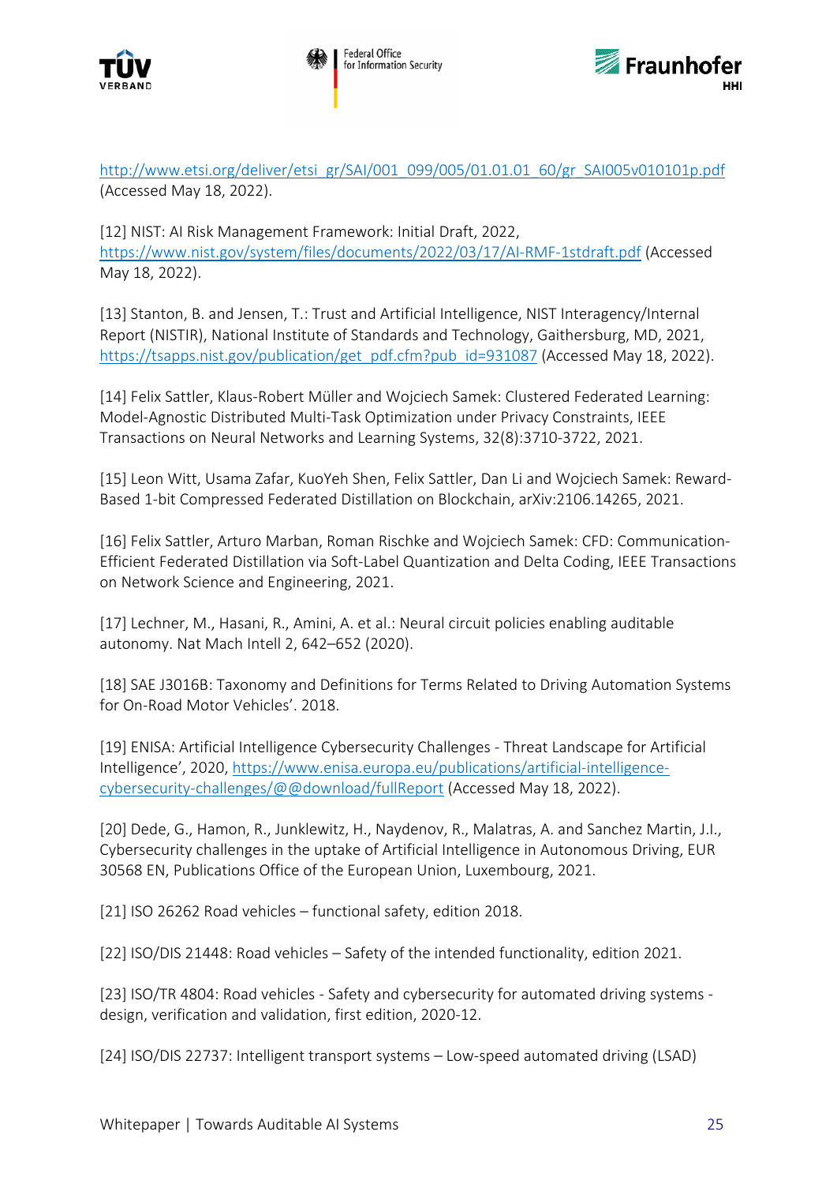http://www.etsi.org/deliver/etsi_gr/SAI/001_099/005/01.01.01_60/gr_SAI005v010101p.pdf (Accessed May 18, 2022).

[12] NIST: AI Risk Management Framework: Initial Draft, 2022, https://www.nist.gov/system/files/documents/2022/03/17/AI-RMF-1stdraft.pdf (Accessed May 18, 2022).

[13] Stanton, B. and Jensen, T.: Trust and Artificial Intelligence, NIST Interagency/Internal Report (NISTIR), National Institute of Standards and Technology, Gaithersburg, MD, 2021, https://tsapps.nist.gov/publication/get_pdf.cfm?pub_id=931087 (Accessed May 18, 2022).

[14] Felix Sattler, Klaus-Robert Müller and Wojciech Samek: Clustered Federated Learning: Model-Agnostic Distributed Multi-Task Optimization under Privacy Constraints, IEEE Transactions on Neural Networks and Learning Systems, 32(8):3710-3722, 2021.

[15] Leon Witt, Usama Zafar, KuoYeh Shen, Felix Sattler, Dan Li and Wojciech Samek: Reward-Based 1-bit Compressed Federated Distillation on Blockchain, arXiv:2106.14265, 2021.

[16] Felix Sattler, Arturo Marban, Roman Rischke and Wojciech Samek: CFD: Communication-Efficient Federated Distillation via Soft-Label Quantization and Delta Coding, IEEE Transactions on Network Science and Engineering, 2021.

[17] Lechner, M., Hasani, R., Amini, A. et al.: Neural circuit policies enabling auditable autonomy. Nat Mach Intell 2, 642–652 (2020).

[18] SAE J3016B: Taxonomy and Definitions for Terms Related to Driving Automation Systems for On-Road Motor Vehicles'. 2018.

[19] ENISA: Artificial Intelligence Cybersecurity Challenges - Threat Landscape for Artificial Intelligence', 2020, https://www.enisa.europa.eu/publications/artificial-intelligence-cybersecurity-challenges/@@download/fullReport (Accessed May 18, 2022).

[20] Dede, G., Hamon, R., Junklewitz, H., Naydenov, R., Malatras, A. and Sanchez Martin, J.I., Cybersecurity challenges in the uptake of Artificial Intelligence in Autonomous Driving, EUR 30568 EN, Publications Office of the European Union, Luxembourg, 2021.

[21] ISO 26262 Road vehicles – functional safety, edition 2018.

[22] ISO/DIS 21448: Road vehicles – Safety of the intended functionality, edition 2021.

[23] ISO/TR 4804: Road vehicles - Safety and cybersecurity for automated driving systems - design, verification and validation, first edition, 2020-12.

[24] ISO/DIS 22737: Intelligent transport systems – Low-speed automated driving (LSAD)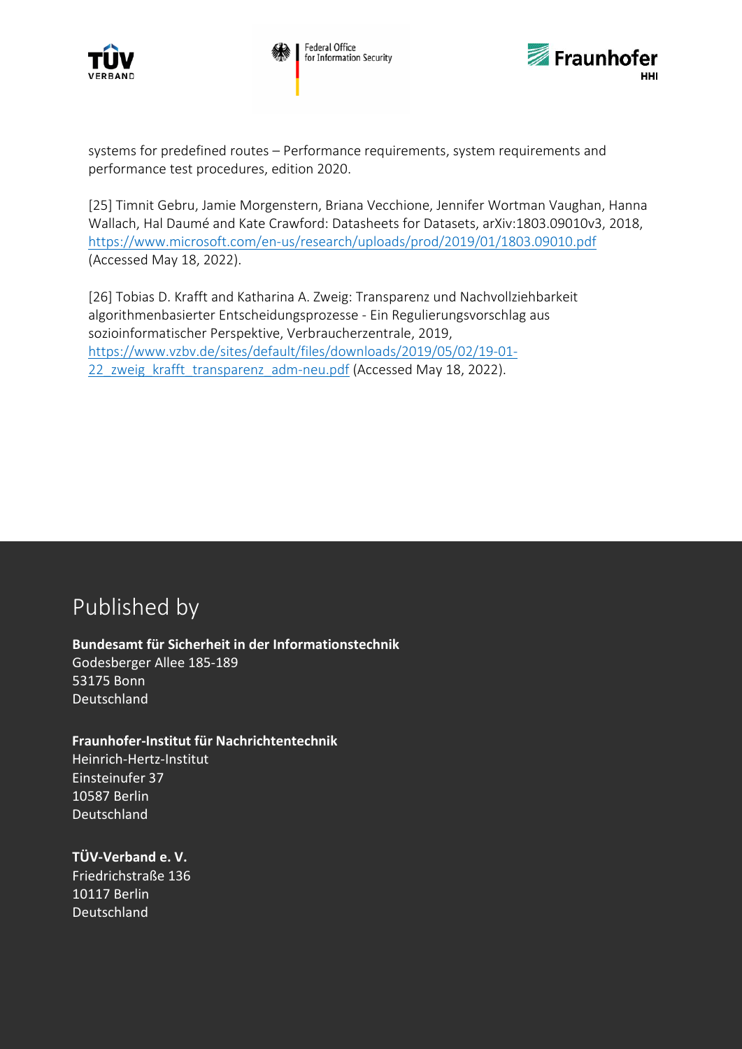systems for predefined routes – Performance requirements, system requirements and performance test procedures, edition 2020.

[25] Timnit Gebru, Jamie Morgenstern, Briana Vecchione, Jennifer Wortman Vaughan, Hanna Wallach, Hal Daumé and Kate Crawford: Datasheets for Datasets, arXiv:1803.09010v3, 2018, https://www.microsoft.com/en-us/research/uploads/prod/2019/01/1803.09010.pdf (Accessed May 18, 2022).

[26] Tobias D. Krafft and Katharina A. Zweig: Transparenz und Nachvollziehbarkeit algorithmenbasierter Entscheidungsprozesse - Ein Regulierungsvorschlag aus sozioinformatischer Perspektive, Verbraucherzentrale, 2019, https://www.vzbv.de/sites/default/files/downloads/2019/05/02/19-01-22_zweig_krafft_transparenz_adm-neu.pdf (Accessed May 18, 2022).

# Published by

**Bundesamt für Sicherheit in der Informationstechnik**
Godesberger Allee 185-189
53175 Bonn
Deutschland

**Fraunhofer-Institut für Nachrichtentechnik**
Heinrich-Hertz-Institut
Einsteinufer 37
10587 Berlin
Deutschland

**TÜV-Verband e. V.**
Friedrichstraße 136
10117 Berlin
Deutschland